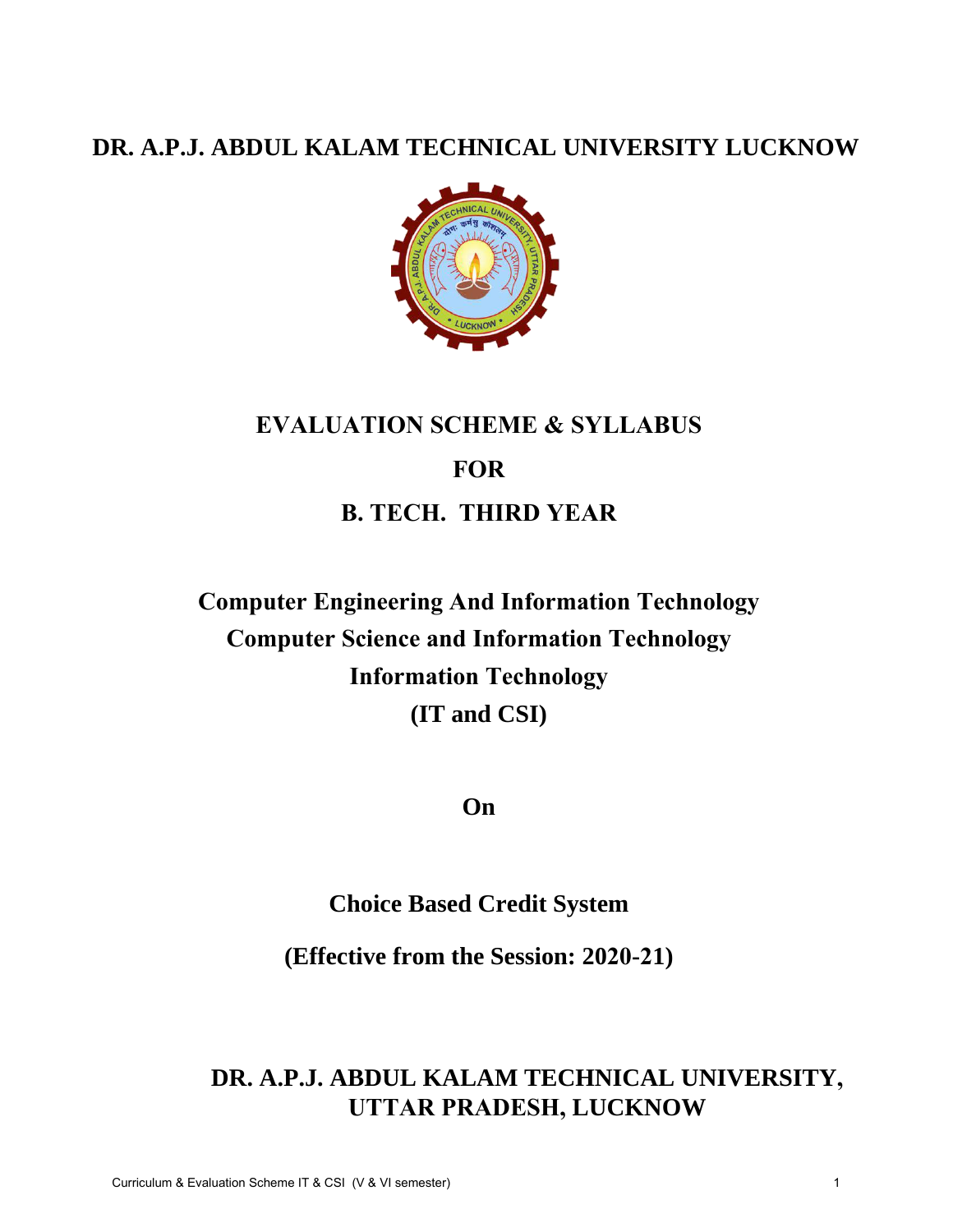# DR. A.P.J. ABDUL KALAM TECHNICAL UNIVERSITY LUCKNOW

## EVALUATION SCHEME & SYLLABUS

## FOR

## B. TECH. THIRD YEAR

### Computer Engineering And Information Technology
### Computer Science and Information Technology
### Information Technology
### (IT and CSI)

### On

### Choice Based Credit System

### (Effective from the Session: 2020-21)

## DR. A.P.J. ABDUL KALAM TECHNICAL UNIVERSITY, UTTAR PRADESH, LUCKNOW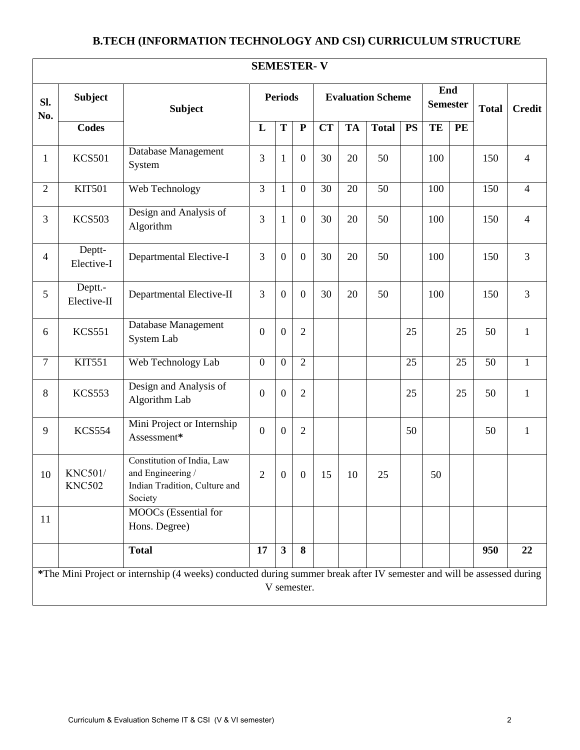# B.TECH (INFORMATION TECHNOLOGY AND CSI) CURRICULUM STRUCTURE

## SEMESTER- V

| Sl. No. | Subject Codes | Subject | Periods | | | Evaluation Scheme | | | | End Semester | | Total | Credit |
|---|---|---|---|---|---|---|---|---|---|---|---|---|---|
| | | | L | T | P | CT | TA | Total | PS | TE | PE | | |
| 1 | KCS501 | Database Management System | 3 | 1 | 0 | 30 | 20 | 50 | | 100 | | 150 | 4 |
| 2 | KIT501 | Web Technology | 3 | 1 | 0 | 30 | 20 | 50 | | 100 | | 150 | 4 |
| 3 | KCS503 | Design and Analysis of Algorithm | 3 | 1 | 0 | 30 | 20 | 50 | | 100 | | 150 | 4 |
| 4 | Deptt-Elective-I | Departmental Elective-I | 3 | 0 | 0 | 30 | 20 | 50 | | 100 | | 150 | 3 |
| 5 | Deptt.-Elective-II | Departmental Elective-II | 3 | 0 | 0 | 30 | 20 | 50 | | 100 | | 150 | 3 |
| 6 | KCS551 | Database Management System Lab | 0 | 0 | 2 | | | | 25 | | 25 | 50 | 1 |
| 7 | KIT551 | Web Technology Lab | 0 | 0 | 2 | | | | 25 | | 25 | 50 | 1 |
| 8 | KCS553 | Design and Analysis of Algorithm Lab | 0 | 0 | 2 | | | | 25 | | 25 | 50 | 1 |
| 9 | KCS554 | Mini Project or Internship Assessment* | 0 | 0 | 2 | | | | 50 | | | 50 | 1 |
| 10 | KNC501/ KNC502 | Constitution of India, Law and Engineering / Indian Tradition, Culture and Society | 2 | 0 | 0 | 15 | 10 | 25 | | 50 | | | |
| 11 | | MOOCs (Essential for Hons. Degree) | | | | | | | | | | | |
| | | **Total** | **17** | **3** | **8** | | | | | | | **950** | **22** |

***The Mini Project or internship (4 weeks) conducted during summer break after IV semester and will be assessed during V semester.**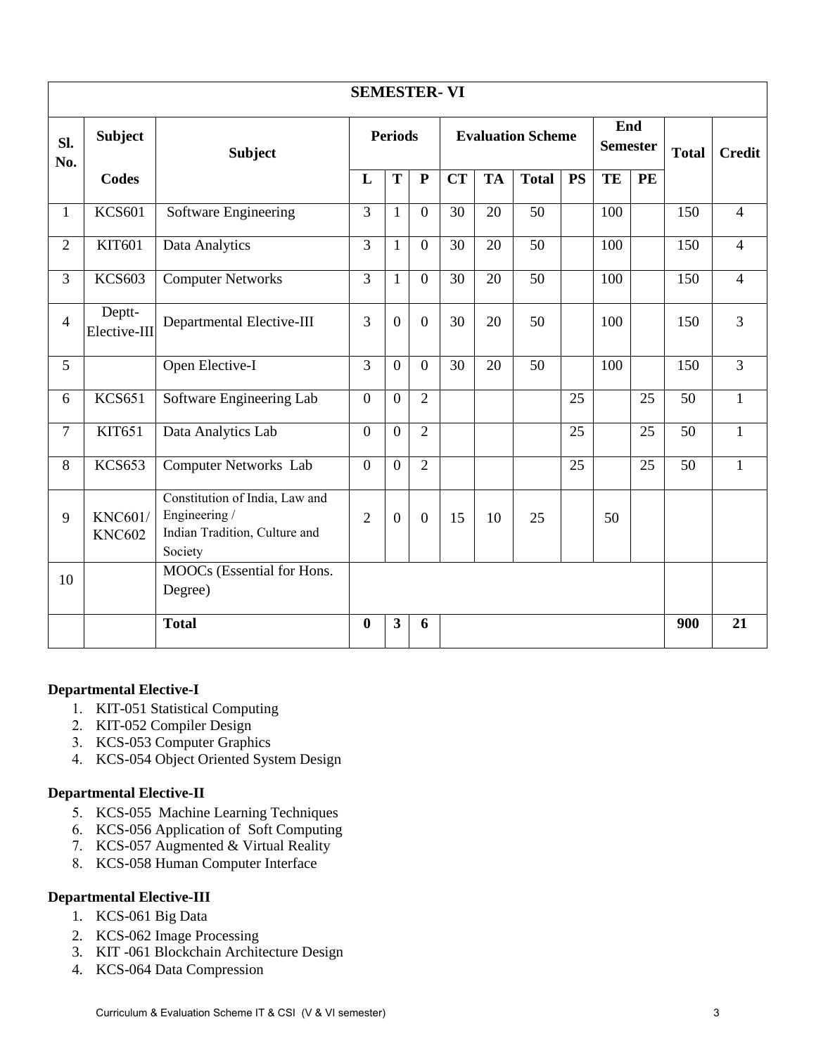| SEMESTER- VI | | | | | | | | | | | | | |
|---|---|---|---|---|---|---|---|---|---|---|---|---|---|
| **Sl. No.** | **Subject Codes** | **Subject** | **Periods** | | | **Evaluation Scheme** | | | | **End Semester** | | **Total** | **Credit** |
| | | | **L** | **T** | **P** | **CT** | **TA** | **Total** | **PS** | **TE** | **PE** | | |
| 1 | KCS601 | Software Engineering | 3 | 1 | 0 | 30 | 20 | 50 | | 100 | | 150 | 4 |
| 2 | KIT601 | Data Analytics | 3 | 1 | 0 | 30 | 20 | 50 | | 100 | | 150 | 4 |
| 3 | KCS603 | Computer Networks | 3 | 1 | 0 | 30 | 20 | 50 | | 100 | | 150 | 4 |
| 4 | Deptt-Elective-III | Departmental Elective-III | 3 | 0 | 0 | 30 | 20 | 50 | | 100 | | 150 | 3 |
| 5 | | Open Elective-I | 3 | 0 | 0 | 30 | 20 | 50 | | 100 | | 150 | 3 |
| 6 | KCS651 | Software Engineering Lab | 0 | 0 | 2 | | | | 25 | | 25 | 50 | 1 |
| 7 | KIT651 | Data Analytics Lab | 0 | 0 | 2 | | | | 25 | | 25 | 50 | 1 |
| 8 | KCS653 | Computer Networks Lab | 0 | 0 | 2 | | | | 25 | | 25 | 50 | 1 |
| 9 | KNC601/ KNC602 | Constitution of India, Law and Engineering / Indian Tradition, Culture and Society | 2 | 0 | 0 | 15 | 10 | 25 | | 50 | | | |
| 10 | | MOOCs (Essential for Hons. Degree) | | | | | | | | | | | |
| | | **Total** | **0** | **3** | **6** | | | | | | | **900** | **21** |

**Departmental Elective-I**

1. KIT-051 Statistical Computing
2. KIT-052 Compiler Design
3. KCS-053 Computer Graphics
4. KCS-054 Object Oriented System Design

**Departmental Elective-II**

5. KCS-055 Machine Learning Techniques
6. KCS-056 Application of Soft Computing
7. KCS-057 Augmented & Virtual Reality
8. KCS-058 Human Computer Interface

**Departmental Elective-III**

1. KCS-061 Big Data
2. KCS-062 Image Processing
3. KIT -061 Blockchain Architecture Design
4. KCS-064 Data Compression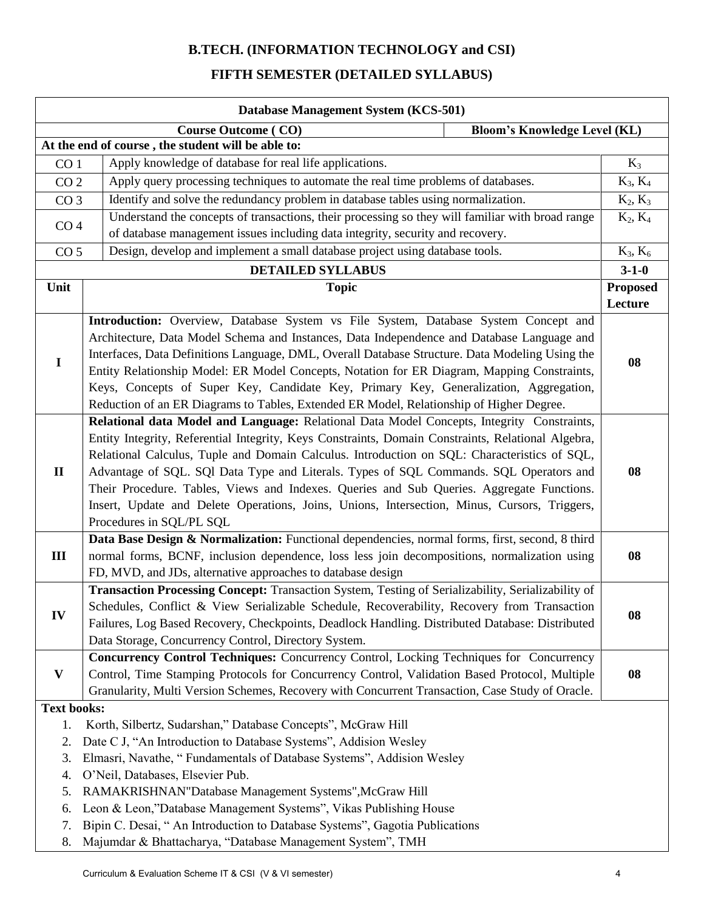# B.TECH. (INFORMATION TECHNOLOGY and CSI)

## FIFTH SEMESTER (DETAILED SYLLABUS)

| Database Management System (KCS-501) | | |
|---|---|---|
| **Course Outcome ( CO)** | | **Bloom's Knowledge Level (KL)** |
| **At the end of course , the student will be able to:** | | |
| CO 1 | Apply knowledge of database for real life applications. | $K_3$ |
| CO 2 | Apply query processing techniques to automate the real time problems of databases. | $K_3$, $K_4$ |
| CO 3 | Identify and solve the redundancy problem in database tables using normalization. | $K_2$, $K_3$ |
| CO 4 | Understand the concepts of transactions, their processing so they will familiar with broad range of database management issues including data integrity, security and recovery. | $K_2$, $K_4$ |
| CO 5 | Design, develop and implement a small database project using database tools. | $K_3$, $K_6$ |

| **DETAILED SYLLABUS** | | **3-1-0** |
|---|---|---|
| **Unit** | **Topic** | **Proposed Lecture** |
| **I** | **Introduction:** Overview, Database System vs File System, Database System Concept and Architecture, Data Model Schema and Instances, Data Independence and Database Language and Interfaces, Data Definitions Language, DML, Overall Database Structure. Data Modeling Using the Entity Relationship Model: ER Model Concepts, Notation for ER Diagram, Mapping Constraints, Keys, Concepts of Super Key, Candidate Key, Primary Key, Generalization, Aggregation, Reduction of an ER Diagrams to Tables, Extended ER Model, Relationship of Higher Degree. | **08** |
| **II** | **Relational data Model and Language:** Relational Data Model Concepts, Integrity Constraints, Entity Integrity, Referential Integrity, Keys Constraints, Domain Constraints, Relational Algebra, Relational Calculus, Tuple and Domain Calculus. Introduction on SQL: Characteristics of SQL, Advantage of SQL. SQl Data Type and Literals. Types of SQL Commands. SQL Operators and Their Procedure. Tables, Views and Indexes. Queries and Sub Queries. Aggregate Functions. Insert, Update and Delete Operations, Joins, Unions, Intersection, Minus, Cursors, Triggers, Procedures in SQL/PL SQL | **08** |
| **III** | **Data Base Design & Normalization:** Functional dependencies, normal forms, first, second, 8 third normal forms, BCNF, inclusion dependence, loss less join decompositions, normalization using FD, MVD, and JDs, alternative approaches to database design | **08** |
| **IV** | **Transaction Processing Concept:** Transaction System, Testing of Serializability, Serializability of Schedules, Conflict & View Serializable Schedule, Recoverability, Recovery from Transaction Failures, Log Based Recovery, Checkpoints, Deadlock Handling. Distributed Database: Distributed Data Storage, Concurrency Control, Directory System. | **08** |
| **V** | **Concurrency Control Techniques:** Concurrency Control, Locking Techniques for Concurrency Control, Time Stamping Protocols for Concurrency Control, Validation Based Protocol, Multiple Granularity, Multi Version Schemes, Recovery with Concurrent Transaction, Case Study of Oracle. | **08** |

**Text books:**

1. Korth, Silbertz, Sudarshan," Database Concepts", McGraw Hill
2. Date C J, "An Introduction to Database Systems", Addision Wesley
3. Elmasri, Navathe, " Fundamentals of Database Systems", Addision Wesley
4. O'Neil, Databases, Elsevier Pub.
5. RAMAKRISHNAN"Database Management Systems",McGraw Hill
6. Leon & Leon,"Database Management Systems", Vikas Publishing House
7. Bipin C. Desai, " An Introduction to Database Systems", Gagotia Publications
8. Majumdar & Bhattacharya, "Database Management System", TMH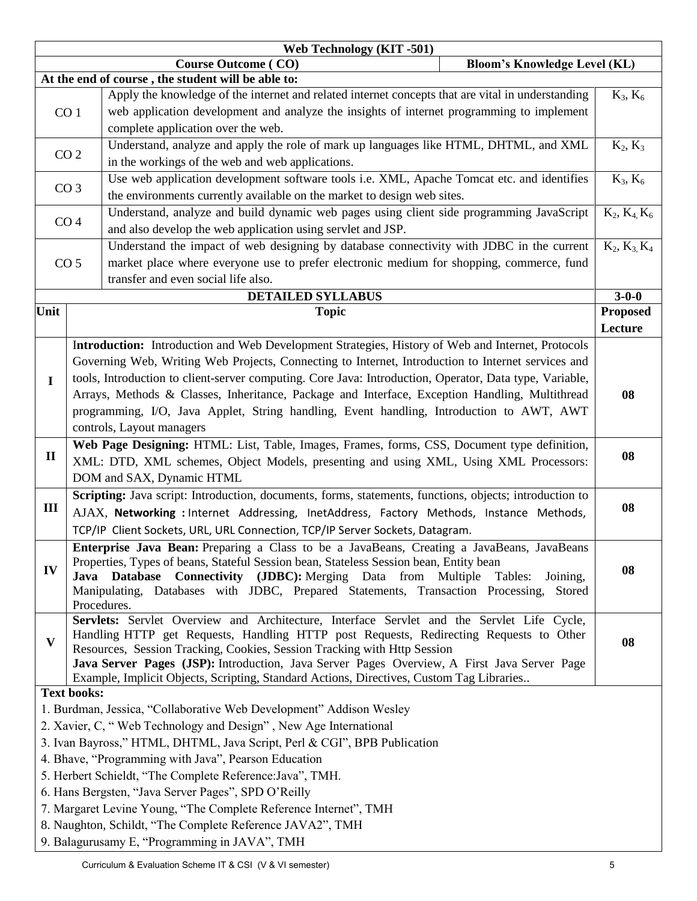## Web Technology (KIT -501)

| Course Outcome ( CO) | | Bloom's Knowledge Level (KL) |
|---|---|---|
| **At the end of course , the student will be able to:** | | |
| CO 1 | Apply the knowledge of the internet and related internet concepts that are vital in understanding web application development and analyze the insights of internet programming to implement complete application over the web. | $K_3$, $K_6$ |
| CO 2 | Understand, analyze and apply the role of mark up languages like HTML, DHTML, and XML in the workings of the web and web applications. | $K_2$, $K_3$ |
| CO 3 | Use web application development software tools i.e. XML, Apache Tomcat etc. and identifies the environments currently available on the market to design web sites. | $K_3$, $K_6$ |
| CO 4 | Understand, analyze and build dynamic web pages using client side programming JavaScript and also develop the web application using servlet and JSP. | $K_2$, $K_4$, $K_6$ |
| CO 5 | Understand the impact of web designing by database connectivity with JDBC in the current market place where everyone use to prefer electronic medium for shopping, commerce, fund transfer and even social life also. | $K_2$, $K_3$, $K_4$ |

### DETAILED SYLLABUS — 3-0-0

| Unit | Topic | Proposed Lecture |
|---|---|---|
| I | **Introduction:** Introduction and Web Development Strategies, History of Web and Internet, Protocols Governing Web, Writing Web Projects, Connecting to Internet, Introduction to Internet services and tools, Introduction to client-server computing. Core Java: Introduction, Operator, Data type, Variable, Arrays, Methods & Classes, Inheritance, Package and Interface, Exception Handling, Multithread programming, I/O, Java Applet, String handling, Event handling, Introduction to AWT, AWT controls, Layout managers | 08 |
| II | **Web Page Designing:** HTML: List, Table, Images, Frames, forms, CSS, Document type definition, XML: DTD, XML schemes, Object Models, presenting and using XML, Using XML Processors: DOM and SAX, Dynamic HTML | 08 |
| III | **Scripting:** Java script: Introduction, documents, forms, statements, functions, objects; introduction to AJAX, **Networking :** Internet Addressing, InetAddress, Factory Methods, Instance Methods, TCP/IP Client Sockets, URL, URL Connection, TCP/IP Server Sockets, Datagram. | 08 |
| IV | **Enterprise Java Bean:** Preparing a Class to be a JavaBeans, Creating a JavaBeans, JavaBeans Properties, Types of beans, Stateful Session bean, Stateless Session bean, Entity bean **Java Database Connectivity (JDBC):** Merging Data from Multiple Tables: Joining, Manipulating, Databases with JDBC, Prepared Statements, Transaction Processing, Stored Procedures. | 08 |
| V | **Servlets:** Servlet Overview and Architecture, Interface Servlet and the Servlet Life Cycle, Handling HTTP get Requests, Handling HTTP post Requests, Redirecting Requests to Other Resources, Session Tracking, Cookies, Session Tracking with Http Session **Java Server Pages (JSP):** Introduction, Java Server Pages Overview, A First Java Server Page Example, Implicit Objects, Scripting, Standard Actions, Directives, Custom Tag Libraries.. | 08 |

**Text books:**

1. Burdman, Jessica, "Collaborative Web Development" Addison Wesley
2. Xavier, C, " Web Technology and Design" , New Age International
3. Ivan Bayross," HTML, DHTML, Java Script, Perl & CGI", BPB Publication
4. Bhave, "Programming with Java", Pearson Education
5. Herbert Schieldt, "The Complete Reference:Java", TMH.
6. Hans Bergsten, "Java Server Pages", SPD O'Reilly
7. Margaret Levine Young, "The Complete Reference Internet", TMH
8. Naughton, Schildt, "The Complete Reference JAVA2", TMH
9. Balagurusamy E, "Programming in JAVA", TMH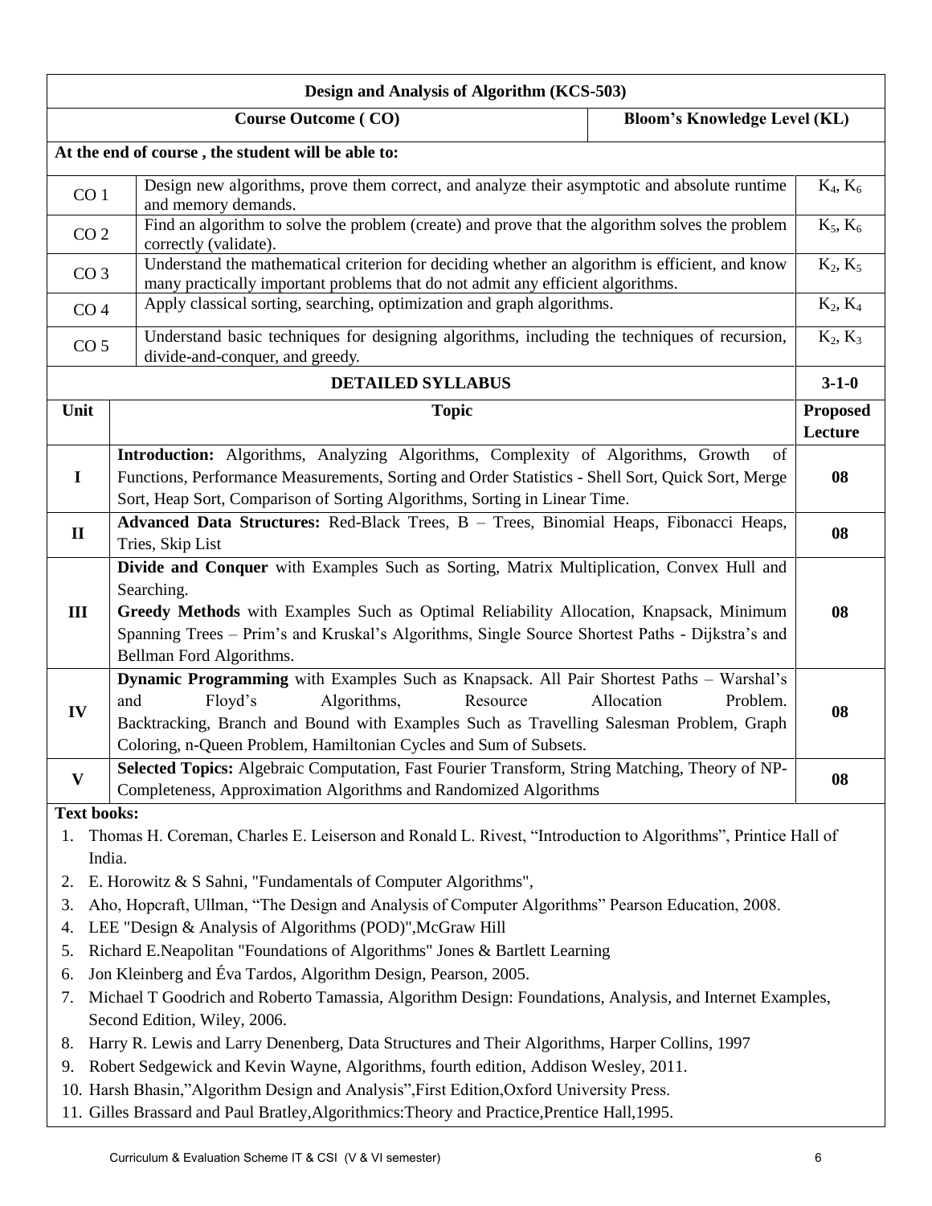| Design and Analysis of Algorithm (KCS-503) | | |
|---|---|---|
| **Course Outcome ( CO)** | | **Bloom's Knowledge Level (KL)** |
| **At the end of course , the student will be able to:** | | |
| CO 1 | Design new algorithms, prove them correct, and analyze their asymptotic and absolute runtime and memory demands. | $K_4$, $K_6$ |
| CO 2 | Find an algorithm to solve the problem (create) and prove that the algorithm solves the problem correctly (validate). | $K_5$, $K_6$ |
| CO 3 | Understand the mathematical criterion for deciding whether an algorithm is efficient, and know many practically important problems that do not admit any efficient algorithms. | $K_2$, $K_5$ |
| CO 4 | Apply classical sorting, searching, optimization and graph algorithms. | $K_2$, $K_4$ |
| CO 5 | Understand basic techniques for designing algorithms, including the techniques of recursion, divide-and-conquer, and greedy. | $K_2$, $K_3$ |

| DETAILED SYLLABUS | | 3-1-0 |
|---|---|---|
| **Unit** | **Topic** | **Proposed Lecture** |
| **I** | **Introduction:** Algorithms, Analyzing Algorithms, Complexity of Algorithms, Growth of Functions, Performance Measurements, Sorting and Order Statistics - Shell Sort, Quick Sort, Merge Sort, Heap Sort, Comparison of Sorting Algorithms, Sorting in Linear Time. | **08** |
| **II** | **Advanced Data Structures:** Red-Black Trees, B – Trees, Binomial Heaps, Fibonacci Heaps, Tries, Skip List | **08** |
| **III** | **Divide and Conquer** with Examples Such as Sorting, Matrix Multiplication, Convex Hull and Searching.<br>**Greedy Methods** with Examples Such as Optimal Reliability Allocation, Knapsack, Minimum Spanning Trees – Prim's and Kruskal's Algorithms, Single Source Shortest Paths - Dijkstra's and Bellman Ford Algorithms. | **08** |
| **IV** | **Dynamic Programming** with Examples Such as Knapsack. All Pair Shortest Paths – Warshal's and Floyd's Algorithms, Resource Allocation Problem. Backtracking, Branch and Bound with Examples Such as Travelling Salesman Problem, Graph Coloring, n-Queen Problem, Hamiltonian Cycles and Sum of Subsets. | **08** |
| **V** | **Selected Topics:** Algebraic Computation, Fast Fourier Transform, String Matching, Theory of NP-Completeness, Approximation Algorithms and Randomized Algorithms | **08** |

**Text books:**

1. Thomas H. Coreman, Charles E. Leiserson and Ronald L. Rivest, "Introduction to Algorithms", Printice Hall of India.
2. E. Horowitz & S Sahni, "Fundamentals of Computer Algorithms",
3. Aho, Hopcraft, Ullman, "The Design and Analysis of Computer Algorithms" Pearson Education, 2008.
4. LEE "Design & Analysis of Algorithms (POD)",McGraw Hill
5. Richard E.Neapolitan "Foundations of Algorithms" Jones & Bartlett Learning
6. Jon Kleinberg and Éva Tardos, Algorithm Design, Pearson, 2005.
7. Michael T Goodrich and Roberto Tamassia, Algorithm Design: Foundations, Analysis, and Internet Examples, Second Edition, Wiley, 2006.
8. Harry R. Lewis and Larry Denenberg, Data Structures and Their Algorithms, Harper Collins, 1997
9. Robert Sedgewick and Kevin Wayne, Algorithms, fourth edition, Addison Wesley, 2011.
10. Harsh Bhasin,"Algorithm Design and Analysis",First Edition,Oxford University Press.
11. Gilles Brassard and Paul Bratley,Algorithmics:Theory and Practice,Prentice Hall,1995.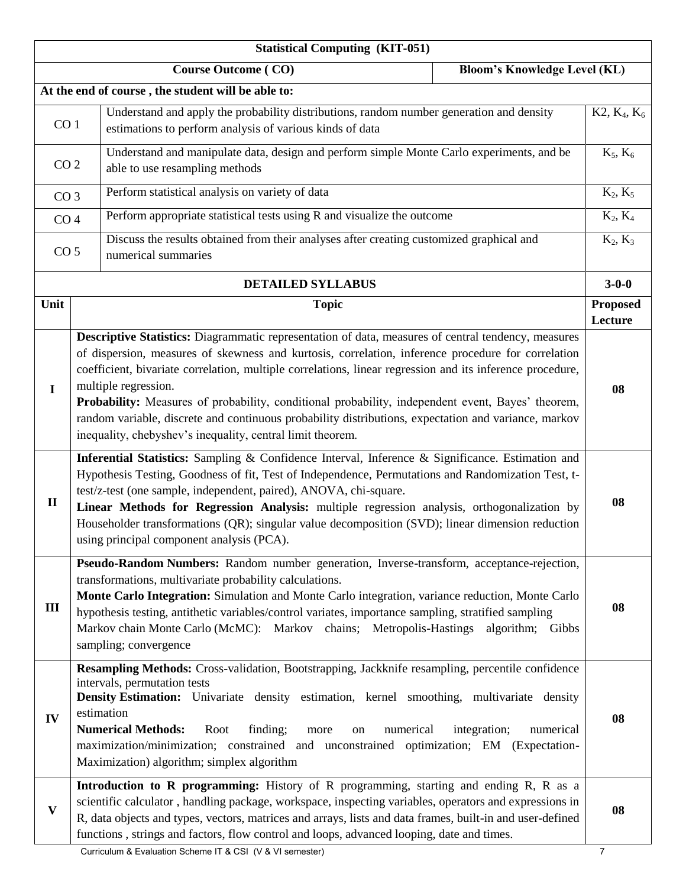| Statistical Computing (KIT-051) | | |
|---|---|---|
| **Course Outcome ( CO)** | | **Bloom's Knowledge Level (KL)** |
| **At the end of course , the student will be able to:** | | |
| CO 1 | Understand and apply the probability distributions, random number generation and density estimations to perform analysis of various kinds of data | K2, $K_4$, $K_6$ |
| CO 2 | Understand and manipulate data, design and perform simple Monte Carlo experiments, and be able to use resampling methods | $K_5$, $K_6$ |
| CO 3 | Perform statistical analysis on variety of data | $K_2$, $K_5$ |
| CO 4 | Perform appropriate statistical tests using R and visualize the outcome | $K_2$, $K_4$ |
| CO 5 | Discuss the results obtained from their analyses after creating customized graphical and numerical summaries | $K_2$, $K_3$ |

| **DETAILED SYLLABUS** | | **3-0-0** |
|---|---|---|
| **Unit** | **Topic** | **Proposed Lecture** |
| **I** | **Descriptive Statistics:** Diagrammatic representation of data, measures of central tendency, measures of dispersion, measures of skewness and kurtosis, correlation, inference procedure for correlation coefficient, bivariate correlation, multiple correlations, linear regression and its inference procedure, multiple regression. **Probability:** Measures of probability, conditional probability, independent event, Bayes' theorem, random variable, discrete and continuous probability distributions, expectation and variance, markov inequality, chebyshev's inequality, central limit theorem. | **08** |
| **II** | **Inferential Statistics:** Sampling & Confidence Interval, Inference & Significance. Estimation and Hypothesis Testing, Goodness of fit, Test of Independence, Permutations and Randomization Test, t-test/z-test (one sample, independent, paired), ANOVA, chi-square. **Linear Methods for Regression Analysis:** multiple regression analysis, orthogonalization by Householder transformations (QR); singular value decomposition (SVD); linear dimension reduction using principal component analysis (PCA). | **08** |
| **III** | **Pseudo-Random Numbers:** Random number generation, Inverse-transform, acceptance-rejection, transformations, multivariate probability calculations. **Monte Carlo Integration:** Simulation and Monte Carlo integration, variance reduction, Monte Carlo hypothesis testing, antithetic variables/control variates, importance sampling, stratified sampling Markov chain Monte Carlo (McMC): Markov chains; Metropolis-Hastings algorithm; Gibbs sampling; convergence | **08** |
| **IV** | **Resampling Methods:** Cross-validation, Bootstrapping, Jackknife resampling, percentile confidence intervals, permutation tests **Density Estimation:** Univariate density estimation, kernel smoothing, multivariate density estimation **Numerical Methods:** Root finding; more on numerical integration; numerical maximization/minimization; constrained and unconstrained optimization; EM (Expectation-Maximization) algorithm; simplex algorithm | **08** |
| **V** | **Introduction to R programming:** History of R programming, starting and ending R, R as a scientific calculator , handling package, workspace, inspecting variables, operators and expressions in R, data objects and types, vectors, matrices and arrays, lists and data frames, built-in and user-defined functions , strings and factors, flow control and loops, advanced looping, date and times. | **08** |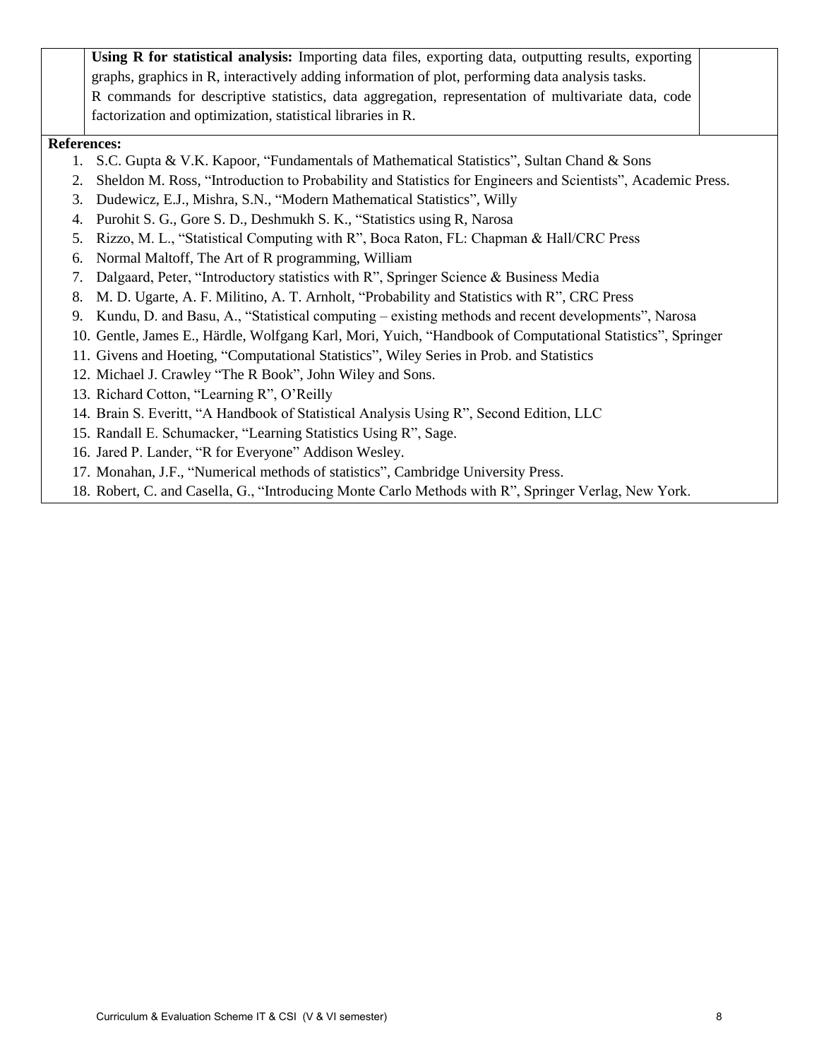| | | |
|---|---|---|
| | **Using R for statistical analysis:** Importing data files, exporting data, outputting results, exporting graphs, graphics in R, interactively adding information of plot, performing data analysis tasks. R commands for descriptive statistics, data aggregation, representation of multivariate data, code factorization and optimization, statistical libraries in R. | |

**References:**

1. S.C. Gupta & V.K. Kapoor, "Fundamentals of Mathematical Statistics", Sultan Chand & Sons
2. Sheldon M. Ross, "Introduction to Probability and Statistics for Engineers and Scientists", Academic Press.
3. Dudewicz, E.J., Mishra, S.N., "Modern Mathematical Statistics", Willy
4. Purohit S. G., Gore S. D., Deshmukh S. K., "Statistics using R, Narosa
5. Rizzo, M. L., "Statistical Computing with R", Boca Raton, FL: Chapman & Hall/CRC Press
6. Normal Maltoff, The Art of R programming, William
7. Dalgaard, Peter, "Introductory statistics with R", Springer Science & Business Media
8. M. D. Ugarte, A. F. Militino, A. T. Arnholt, "Probability and Statistics with R", CRC Press
9. Kundu, D. and Basu, A., "Statistical computing – existing methods and recent developments", Narosa
10. Gentle, James E., Härdle, Wolfgang Karl, Mori, Yuich, "Handbook of Computational Statistics", Springer
11. Givens and Hoeting, "Computational Statistics", Wiley Series in Prob. and Statistics
12. Michael J. Crawley "The R Book", John Wiley and Sons.
13. Richard Cotton, "Learning R", O'Reilly
14. Brain S. Everitt, "A Handbook of Statistical Analysis Using R", Second Edition, LLC
15. Randall E. Schumacker, "Learning Statistics Using R", Sage.
16. Jared P. Lander, "R for Everyone" Addison Wesley.
17. Monahan, J.F., "Numerical methods of statistics", Cambridge University Press.
18. Robert, C. and Casella, G., "Introducing Monte Carlo Methods with R", Springer Verlag, New York.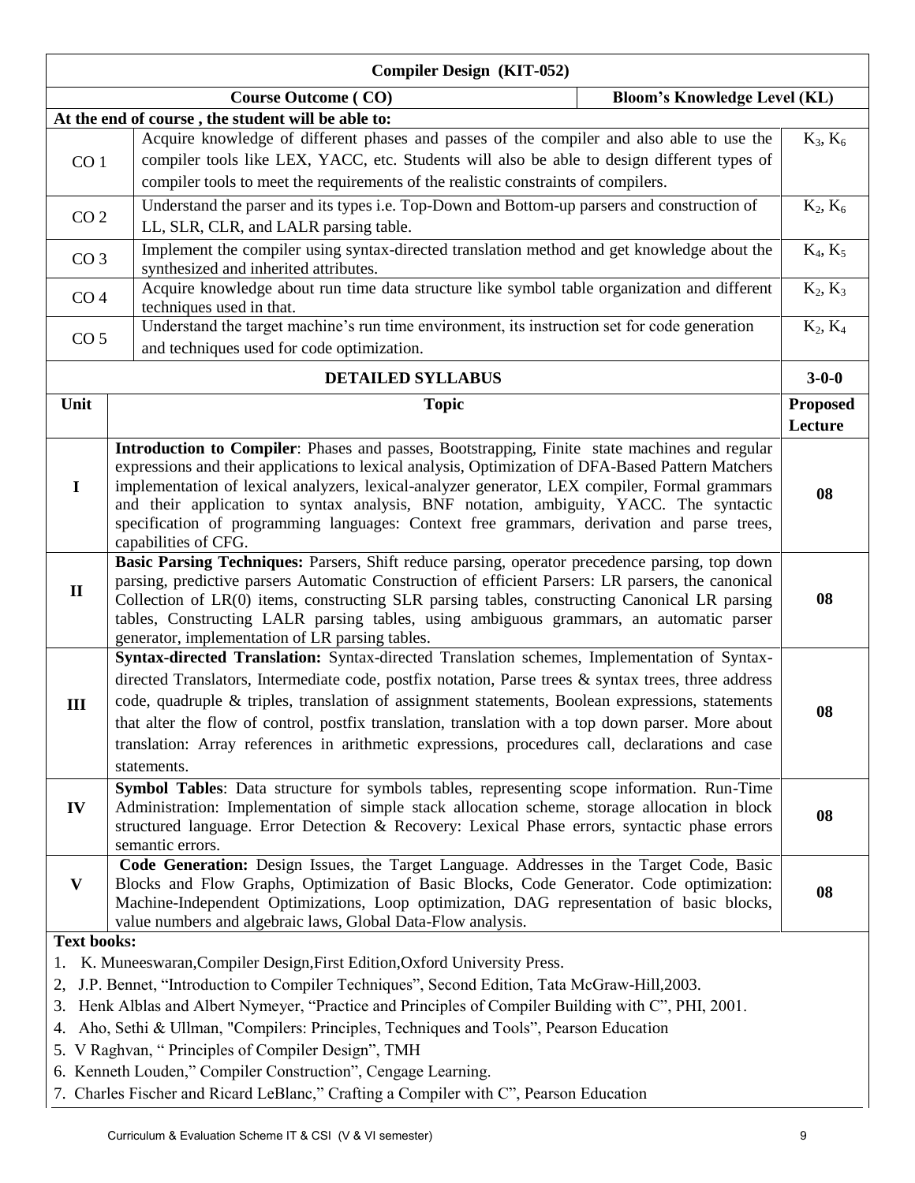# Compiler Design (KIT-052)

| Course Outcome ( CO) | | Bloom's Knowledge Level (KL) |
|---|---|---|
| **At the end of course , the student will be able to:** | | |
| CO 1 | Acquire knowledge of different phases and passes of the compiler and also able to use the compiler tools like LEX, YACC, etc. Students will also be able to design different types of compiler tools to meet the requirements of the realistic constraints of compilers. | $K_3$, $K_6$ |
| CO 2 | Understand the parser and its types i.e. Top-Down and Bottom-up parsers and construction of LL, SLR, CLR, and LALR parsing table. | $K_2$, $K_6$ |
| CO 3 | Implement the compiler using syntax-directed translation method and get knowledge about the synthesized and inherited attributes. | $K_4$, $K_5$ |
| CO 4 | Acquire knowledge about run time data structure like symbol table organization and different techniques used in that. | $K_2$, $K_3$ |
| CO 5 | Understand the target machine's run time environment, its instruction set for code generation and techniques used for code optimization. | $K_2$, $K_4$ |

| DETAILED SYLLABUS | | 3-0-0 |
|---|---|---|
| **Unit** | **Topic** | **Proposed Lecture** |
| **I** | **Introduction to Compiler**: Phases and passes, Bootstrapping, Finite state machines and regular expressions and their applications to lexical analysis, Optimization of DFA-Based Pattern Matchers implementation of lexical analyzers, lexical-analyzer generator, LEX compiler, Formal grammars and their application to syntax analysis, BNF notation, ambiguity, YACC. The syntactic specification of programming languages: Context free grammars, derivation and parse trees, capabilities of CFG. | **08** |
| **II** | **Basic Parsing Techniques:** Parsers, Shift reduce parsing, operator precedence parsing, top down parsing, predictive parsers Automatic Construction of efficient Parsers: LR parsers, the canonical Collection of LR(0) items, constructing SLR parsing tables, constructing Canonical LR parsing tables, Constructing LALR parsing tables, using ambiguous grammars, an automatic parser generator, implementation of LR parsing tables. | **08** |
| **III** | **Syntax-directed Translation:** Syntax-directed Translation schemes, Implementation of Syntax-directed Translators, Intermediate code, postfix notation, Parse trees & syntax trees, three address code, quadruple & triples, translation of assignment statements, Boolean expressions, statements that alter the flow of control, postfix translation, translation with a top down parser. More about translation: Array references in arithmetic expressions, procedures call, declarations and case statements. | **08** |
| **IV** | **Symbol Tables**: Data structure for symbols tables, representing scope information. Run-Time Administration: Implementation of simple stack allocation scheme, storage allocation in block structured language. Error Detection & Recovery: Lexical Phase errors, syntactic phase errors semantic errors. | **08** |
| **V** | **Code Generation:** Design Issues, the Target Language. Addresses in the Target Code, Basic Blocks and Flow Graphs, Optimization of Basic Blocks, Code Generator. Code optimization: Machine-Independent Optimizations, Loop optimization, DAG representation of basic blocks, value numbers and algebraic laws, Global Data-Flow analysis. | **08** |

**Text books:**

1. K. Muneeswaran,Compiler Design,First Edition,Oxford University Press.
2, J.P. Bennet, "Introduction to Compiler Techniques", Second Edition, Tata McGraw-Hill,2003.
3. Henk Alblas and Albert Nymeyer, "Practice and Principles of Compiler Building with C", PHI, 2001.
4. Aho, Sethi & Ullman, "Compilers: Principles, Techniques and Tools", Pearson Education
5. V Raghvan, " Principles of Compiler Design", TMH
6. Kenneth Louden," Compiler Construction", Cengage Learning.
7. Charles Fischer and Ricard LeBlanc," Crafting a Compiler with C", Pearson Education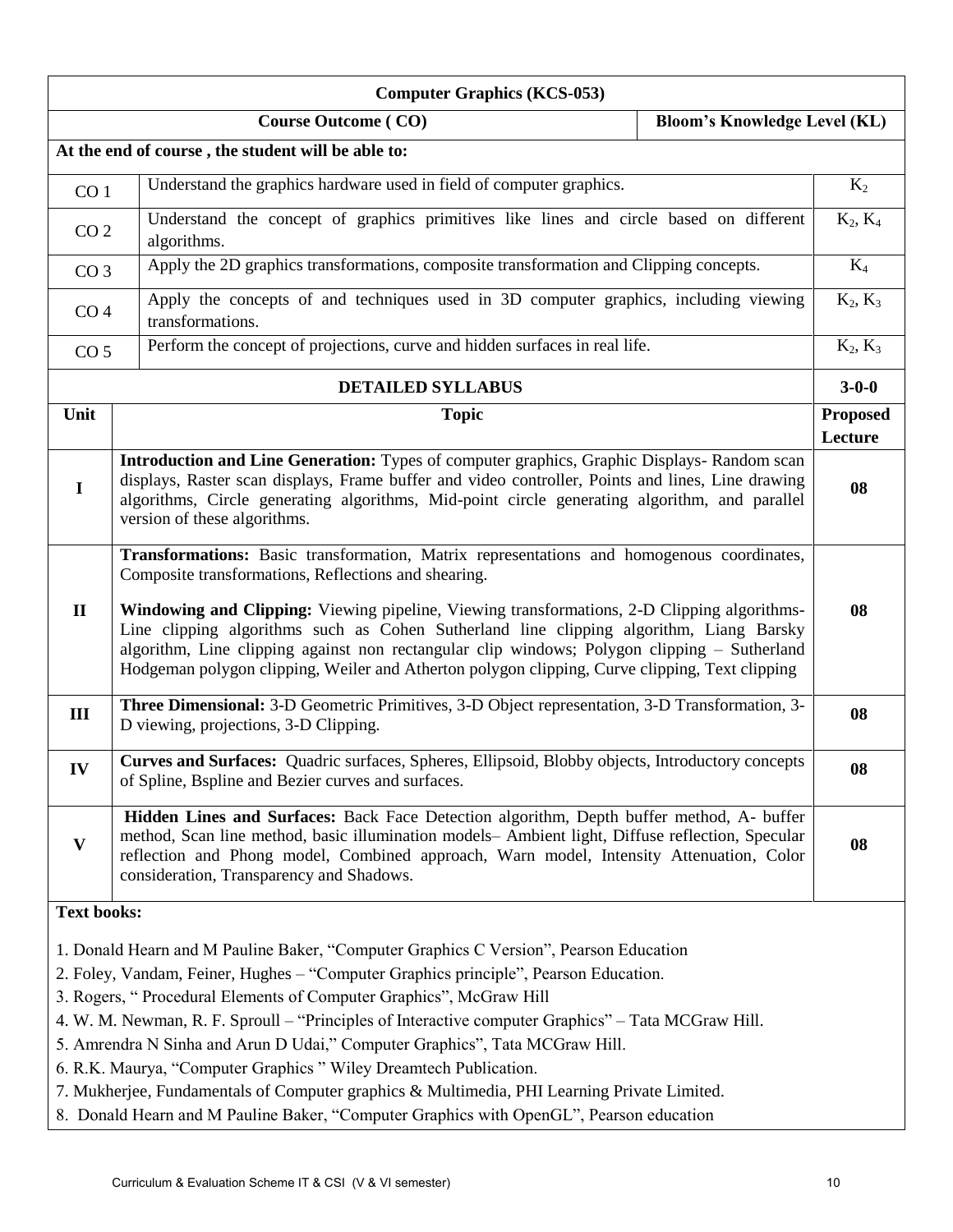## Computer Graphics (KCS-053)

| | Course Outcome ( CO) | Bloom's Knowledge Level (KL) |
|---|---|---|
| **At the end of course , the student will be able to:** | | |
| CO 1 | Understand the graphics hardware used in field of computer graphics. | $K_2$ |
| CO 2 | Understand the concept of graphics primitives like lines and circle based on different algorithms. | $K_2$, $K_4$ |
| CO 3 | Apply the 2D graphics transformations, composite transformation and Clipping concepts. | $K_4$ |
| CO 4 | Apply the concepts of and techniques used in 3D computer graphics, including viewing transformations. | $K_2$, $K_3$ |
| CO 5 | Perform the concept of projections, curve and hidden surfaces in real life. | $K_2$, $K_3$ |

### DETAILED SYLLABUS (3-0-0)

| Unit | Topic | Proposed Lecture |
|---|---|---|
| I | **Introduction and Line Generation:** Types of computer graphics, Graphic Displays- Random scan displays, Raster scan displays, Frame buffer and video controller, Points and lines, Line drawing algorithms, Circle generating algorithms, Mid-point circle generating algorithm, and parallel version of these algorithms. | 08 |
| II | **Transformations:** Basic transformation, Matrix representations and homogenous coordinates, Composite transformations, Reflections and shearing.<br><br>**Windowing and Clipping:** Viewing pipeline, Viewing transformations, 2-D Clipping algorithms- Line clipping algorithms such as Cohen Sutherland line clipping algorithm, Liang Barsky algorithm, Line clipping against non rectangular clip windows; Polygon clipping – Sutherland Hodgeman polygon clipping, Weiler and Atherton polygon clipping, Curve clipping, Text clipping | 08 |
| III | **Three Dimensional:** 3-D Geometric Primitives, 3-D Object representation, 3-D Transformation, 3-D viewing, projections, 3-D Clipping. | 08 |
| IV | **Curves and Surfaces:** Quadric surfaces, Spheres, Ellipsoid, Blobby objects, Introductory concepts of Spline, Bspline and Bezier curves and surfaces. | 08 |
| V | **Hidden Lines and Surfaces:** Back Face Detection algorithm, Depth buffer method, A- buffer method, Scan line method, basic illumination models– Ambient light, Diffuse reflection, Specular reflection and Phong model, Combined approach, Warn model, Intensity Attenuation, Color consideration, Transparency and Shadows. | 08 |

**Text books:**

1. Donald Hearn and M Pauline Baker, "Computer Graphics C Version", Pearson Education
2. Foley, Vandam, Feiner, Hughes – "Computer Graphics principle", Pearson Education.
3. Rogers, " Procedural Elements of Computer Graphics", McGraw Hill
4. W. M. Newman, R. F. Sproull – "Principles of Interactive computer Graphics" – Tata MCGraw Hill.
5. Amrendra N Sinha and Arun D Udai," Computer Graphics", Tata MCGraw Hill.
6. R.K. Maurya, "Computer Graphics " Wiley Dreamtech Publication.
7. Mukherjee, Fundamentals of Computer graphics & Multimedia, PHI Learning Private Limited.
8. Donald Hearn and M Pauline Baker, "Computer Graphics with OpenGL", Pearson education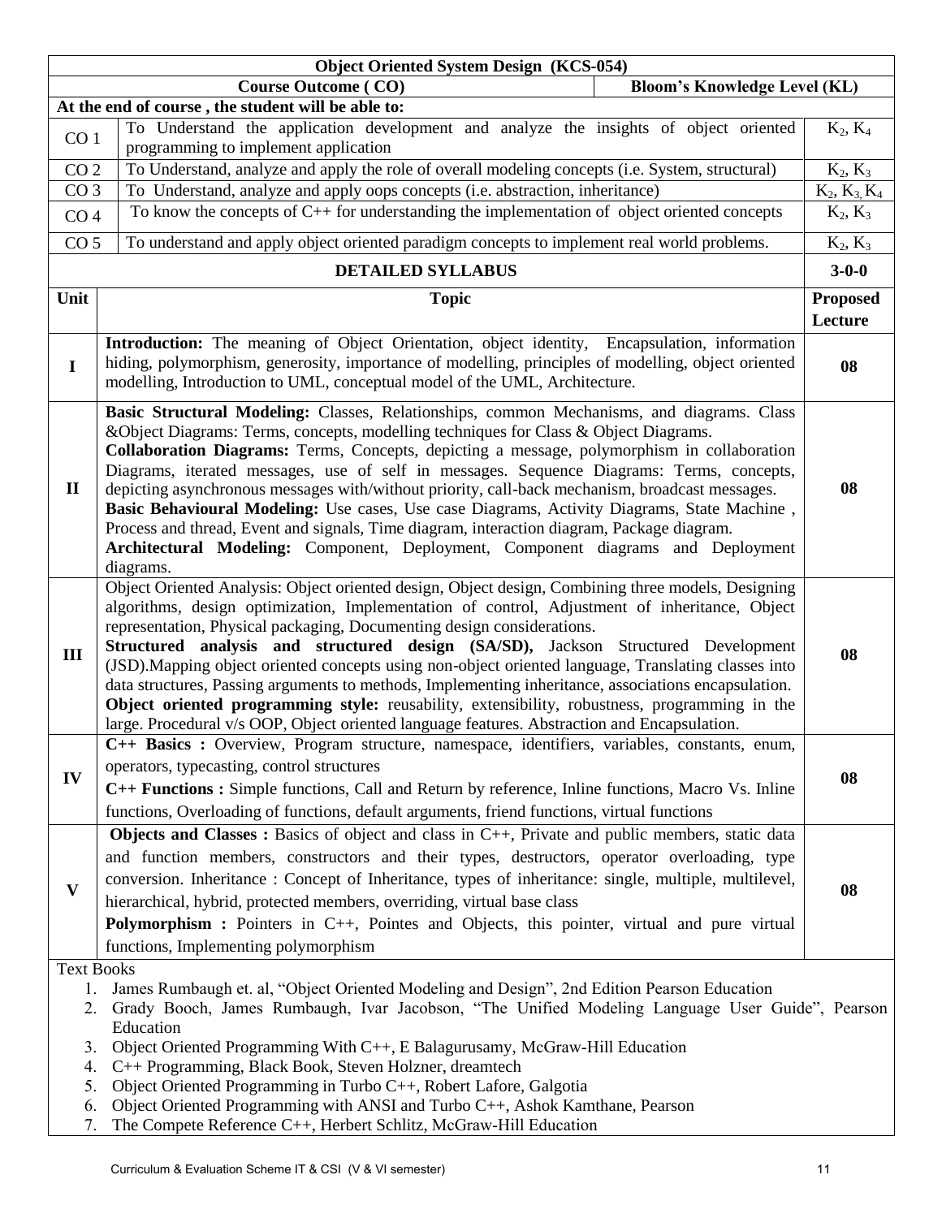| Object Oriented System Design (KCS-054) | | |
|---|---|---|
| **Course Outcome ( CO)** | | **Bloom's Knowledge Level (KL)** |
| **At the end of course , the student will be able to:** | | |
| CO 1 | To Understand the application development and analyze the insights of object oriented programming to implement application | $K_2$, $K_4$ |
| CO 2 | To Understand, analyze and apply the role of overall modeling concepts (i.e. System, structural) | $K_2$, $K_3$ |
| CO 3 | To Understand, analyze and apply oops concepts (i.e. abstraction, inheritance) | $K_2$, $K_3$, $K_4$ |
| CO 4 | To know the concepts of C++ for understanding the implementation of object oriented concepts | $K_2$, $K_3$ |
| CO 5 | To understand and apply object oriented paradigm concepts to implement real world problems. | $K_2$, $K_3$ |
| | **DETAILED SYLLABUS** | **3-0-0** |
| **Unit** | **Topic** | **Proposed Lecture** |
| **I** | **Introduction:** The meaning of Object Orientation, object identity, Encapsulation, information hiding, polymorphism, generosity, importance of modelling, principles of modelling, object oriented modelling, Introduction to UML, conceptual model of the UML, Architecture. | **08** |
| **II** | **Basic Structural Modeling:** Classes, Relationships, common Mechanisms, and diagrams. Class &Object Diagrams: Terms, concepts, modelling techniques for Class & Object Diagrams. **Collaboration Diagrams:** Terms, Concepts, depicting a message, polymorphism in collaboration Diagrams, iterated messages, use of self in messages. Sequence Diagrams: Terms, concepts, depicting asynchronous messages with/without priority, call-back mechanism, broadcast messages. **Basic Behavioural Modeling:** Use cases, Use case Diagrams, Activity Diagrams, State Machine , Process and thread, Event and signals, Time diagram, interaction diagram, Package diagram. **Architectural Modeling:** Component, Deployment, Component diagrams and Deployment diagrams. | **08** |
| **III** | Object Oriented Analysis: Object oriented design, Object design, Combining three models, Designing algorithms, design optimization, Implementation of control, Adjustment of inheritance, Object representation, Physical packaging, Documenting design considerations. **Structured analysis and structured design (SA/SD),** Jackson Structured Development (JSD).Mapping object oriented concepts using non-object oriented language, Translating classes into data structures, Passing arguments to methods, Implementing inheritance, associations encapsulation. **Object oriented programming style:** reusability, extensibility, robustness, programming in the large. Procedural v/s OOP, Object oriented language features. Abstraction and Encapsulation. | **08** |
| **IV** | **C++ Basics :** Overview, Program structure, namespace, identifiers, variables, constants, enum, operators, typecasting, control structures **C++ Functions :** Simple functions, Call and Return by reference, Inline functions, Macro Vs. Inline functions, Overloading of functions, default arguments, friend functions, virtual functions | **08** |
| **V** | **Objects and Classes :** Basics of object and class in C++, Private and public members, static data and function members, constructors and their types, destructors, operator overloading, type conversion. Inheritance : Concept of Inheritance, types of inheritance: single, multiple, multilevel, hierarchical, hybrid, protected members, overriding, virtual base class **Polymorphism :** Pointers in C++, Pointes and Objects, this pointer, virtual and pure virtual functions, Implementing polymorphism | **08** |

Text Books

1. James Rumbaugh et. al, "Object Oriented Modeling and Design", 2nd Edition Pearson Education
2. Grady Booch, James Rumbaugh, Ivar Jacobson, "The Unified Modeling Language User Guide", Pearson Education
3. Object Oriented Programming With C++, E Balagurusamy, McGraw-Hill Education
4. C++ Programming, Black Book, Steven Holzner, dreamtech
5. Object Oriented Programming in Turbo C++, Robert Lafore, Galgotia
6. Object Oriented Programming with ANSI and Turbo C++, Ashok Kamthane, Pearson
7. The Compete Reference C++, Herbert Schlitz, McGraw-Hill Education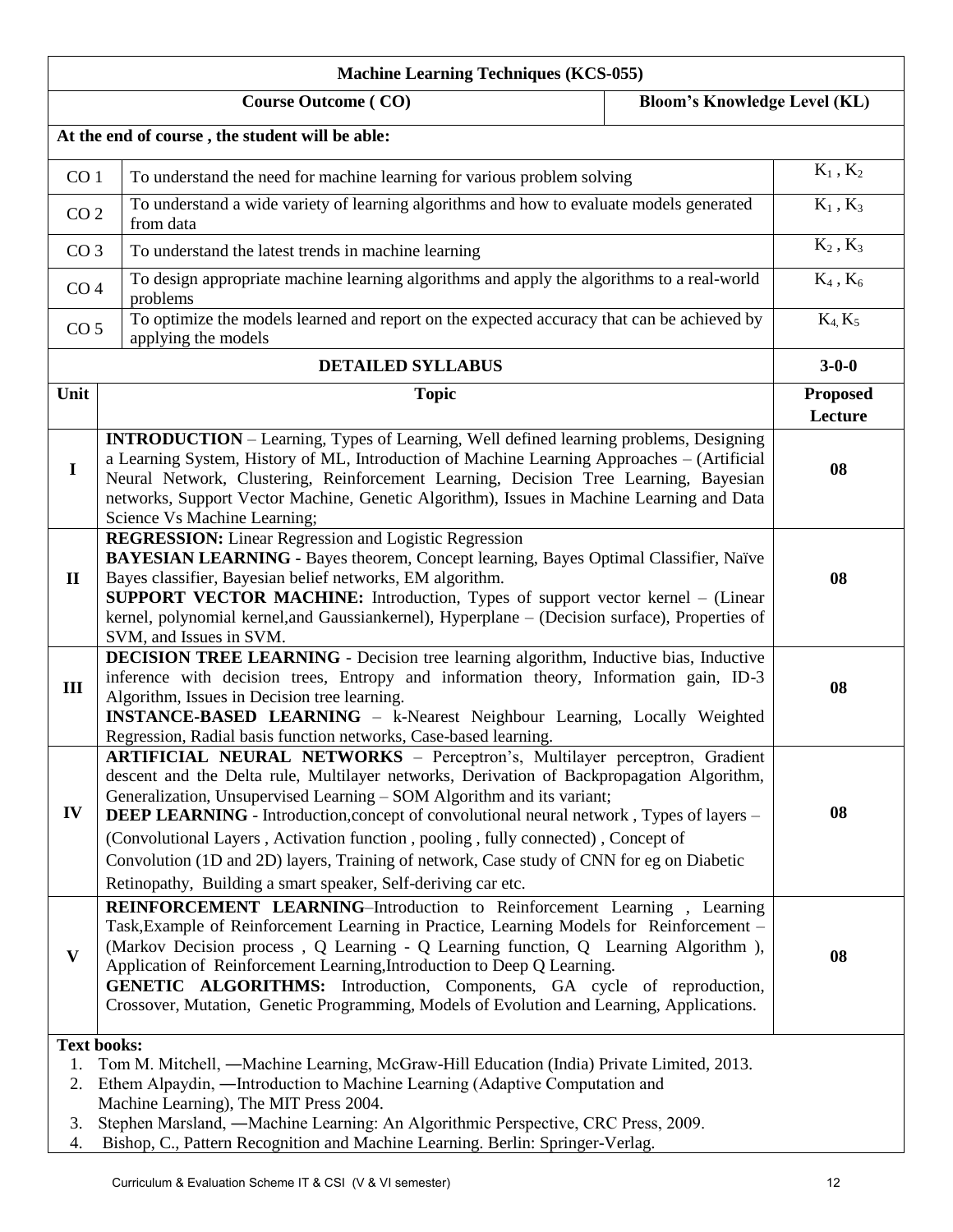## Machine Learning Techniques (KCS-055)

| Course Outcome ( CO) | | Bloom's Knowledge Level (KL) |
|---|---|---|
| **At the end of course , the student will be able:** | | |
| CO 1 | To understand the need for machine learning for various problem solving | $K_1$ , $K_2$ |
| CO 2 | To understand a wide variety of learning algorithms and how to evaluate models generated from data | $K_1$ , $K_3$ |
| CO 3 | To understand the latest trends in machine learning | $K_2$ , $K_3$ |
| CO 4 | To design appropriate machine learning algorithms and apply the algorithms to a real-world problems | $K_4$ , $K_6$ |
| CO 5 | To optimize the models learned and report on the expected accuracy that can be achieved by applying the models | $K_4$, $K_5$ |

### DETAILED SYLLABUS (3-0-0)

| Unit | Topic | Proposed Lecture |
|---|---|---|
| I | **INTRODUCTION** – Learning, Types of Learning, Well defined learning problems, Designing a Learning System, History of ML, Introduction of Machine Learning Approaches – (Artificial Neural Network, Clustering, Reinforcement Learning, Decision Tree Learning, Bayesian networks, Support Vector Machine, Genetic Algorithm), Issues in Machine Learning and Data Science Vs Machine Learning; | 08 |
| II | **REGRESSION:** Linear Regression and Logistic Regression<br>**BAYESIAN LEARNING -** Bayes theorem, Concept learning, Bayes Optimal Classifier, Naïve Bayes classifier, Bayesian belief networks, EM algorithm.<br>**SUPPORT VECTOR MACHINE:** Introduction, Types of support vector kernel – (Linear kernel, polynomial kernel,and Gaussiankernel), Hyperplane – (Decision surface), Properties of SVM, and Issues in SVM. | 08 |
| III | **DECISION TREE LEARNING** - Decision tree learning algorithm, Inductive bias, Inductive inference with decision trees, Entropy and information theory, Information gain, ID-3 Algorithm, Issues in Decision tree learning.<br>**INSTANCE-BASED LEARNING** – k-Nearest Neighbour Learning, Locally Weighted Regression, Radial basis function networks, Case-based learning. | 08 |
| IV | **ARTIFICIAL NEURAL NETWORKS** – Perceptron's, Multilayer perceptron, Gradient descent and the Delta rule, Multilayer networks, Derivation of Backpropagation Algorithm, Generalization, Unsupervised Learning – SOM Algorithm and its variant;<br>**DEEP LEARNING** - Introduction,concept of convolutional neural network , Types of layers – (Convolutional Layers , Activation function , pooling , fully connected) , Concept of Convolution (1D and 2D) layers, Training of network, Case study of CNN for eg on Diabetic Retinopathy, Building a smart speaker, Self-deriving car etc. | 08 |
| V | **REINFORCEMENT LEARNING**–Introduction to Reinforcement Learning , Learning Task,Example of Reinforcement Learning in Practice, Learning Models for Reinforcement – (Markov Decision process , Q Learning - Q Learning function, Q Learning Algorithm ), Application of Reinforcement Learning,Introduction to Deep Q Learning.<br>**GENETIC ALGORITHMS:** Introduction, Components, GA cycle of reproduction, Crossover, Mutation, Genetic Programming, Models of Evolution and Learning, Applications. | 08 |

**Text books:**

1. Tom M. Mitchell, ―Machine Learning, McGraw-Hill Education (India) Private Limited, 2013.
2. Ethem Alpaydin, ―Introduction to Machine Learning (Adaptive Computation and Machine Learning), The MIT Press 2004.
3. Stephen Marsland, ―Machine Learning: An Algorithmic Perspective, CRC Press, 2009.
4. Bishop, C., Pattern Recognition and Machine Learning. Berlin: Springer-Verlag.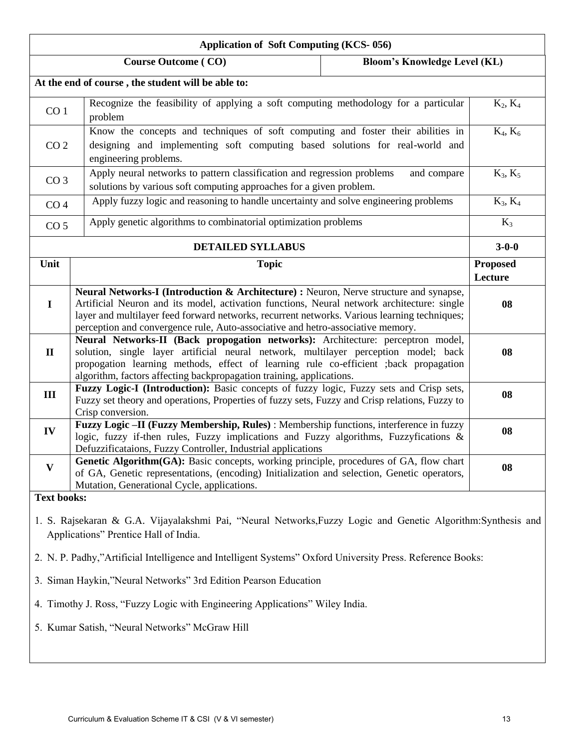## Application of Soft Computing (KCS- 056)

| Course Outcome ( CO) | | Bloom's Knowledge Level (KL) |
|---|---|---|
| **At the end of course , the student will be able to:** | | |
| CO 1 | Recognize the feasibility of applying a soft computing methodology for a particular problem | $K_2$, $K_4$ |
| CO 2 | Know the concepts and techniques of soft computing and foster their abilities in designing and implementing soft computing based solutions for real-world and engineering problems. | $K_4$, $K_6$ |
| CO 3 | Apply neural networks to pattern classification and regression problems and compare solutions by various soft computing approaches for a given problem. | $K_3$, $K_5$ |
| CO 4 | Apply fuzzy logic and reasoning to handle uncertainty and solve engineering problems | $K_3$, $K_4$ |
| CO 5 | Apply genetic algorithms to combinatorial optimization problems | $K_3$ |

### DETAILED SYLLABUS (3-0-0)

| Unit | Topic | Proposed Lecture |
|---|---|---|
| I | **Neural Networks-I (Introduction & Architecture) :** Neuron, Nerve structure and synapse, Artificial Neuron and its model, activation functions, Neural network architecture: single layer and multilayer feed forward networks, recurrent networks. Various learning techniques; perception and convergence rule, Auto-associative and hetro-associative memory. | **08** |
| II | **Neural Networks-II (Back propogation networks):** Architecture: perceptron model, solution, single layer artificial neural network, multilayer perception model; back propogation learning methods, effect of learning rule co-efficient ;back propagation algorithm, factors affecting backpropagation training, applications. | **08** |
| III | **Fuzzy Logic-I (Introduction):** Basic concepts of fuzzy logic, Fuzzy sets and Crisp sets, Fuzzy set theory and operations, Properties of fuzzy sets, Fuzzy and Crisp relations, Fuzzy to Crisp conversion. | **08** |
| IV | **Fuzzy Logic –II (Fuzzy Membership, Rules)** : Membership functions, interference in fuzzy logic, fuzzy if-then rules, Fuzzy implications and Fuzzy algorithms, Fuzzyfications & Defuzzificataions, Fuzzy Controller, Industrial applications | **08** |
| V | **Genetic Algorithm(GA):** Basic concepts, working principle, procedures of GA, flow chart of GA, Genetic representations, (encoding) Initialization and selection, Genetic operators, Mutation, Generational Cycle, applications. | **08** |

**Text books:**

1. S. Rajsekaran & G.A. Vijayalakshmi Pai, "Neural Networks,Fuzzy Logic and Genetic Algorithm:Synthesis and Applications" Prentice Hall of India.
2. N. P. Padhy,"Artificial Intelligence and Intelligent Systems" Oxford University Press. Reference Books:
3. Siman Haykin,"Neural Networks" 3rd Edition Pearson Education
4. Timothy J. Ross, "Fuzzy Logic with Engineering Applications" Wiley India.
5. Kumar Satish, "Neural Networks" McGraw Hill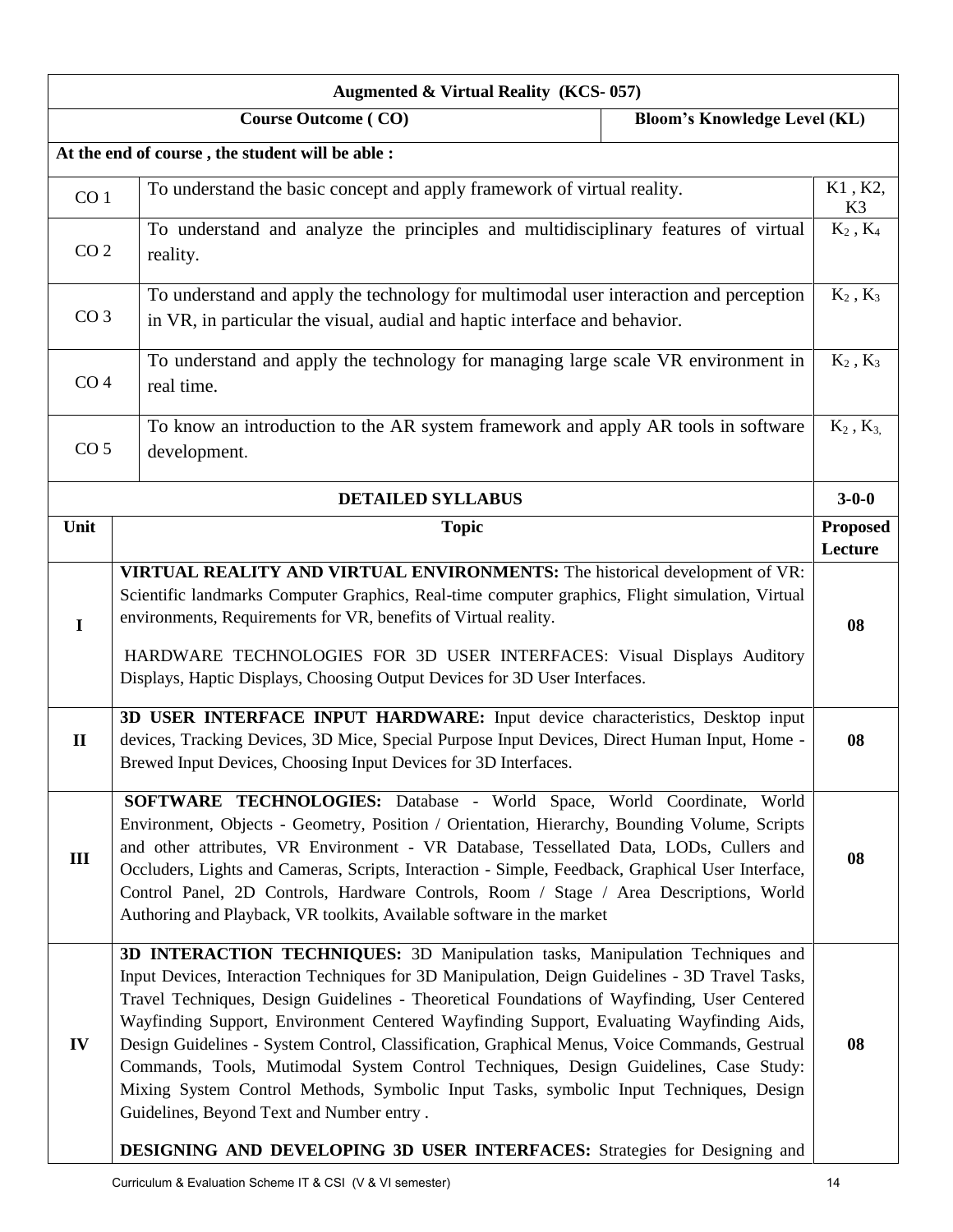## Augmented & Virtual Reality (KCS- 057)

| Course Outcome ( CO) | | Bloom's Knowledge Level (KL) |
|---|---|---|
| **At the end of course , the student will be able :** | | |
| CO 1 | To understand the basic concept and apply framework of virtual reality. | K1 , K2, K3 |
| CO 2 | To understand and analyze the principles and multidisciplinary features of virtual reality. | $K_2$ , $K_4$ |
| CO 3 | To understand and apply the technology for multimodal user interaction and perception in VR, in particular the visual, audial and haptic interface and behavior. | $K_2$ , $K_3$ |
| CO 4 | To understand and apply the technology for managing large scale VR environment in real time. | $K_2$ , $K_3$ |
| CO 5 | To know an introduction to the AR system framework and apply AR tools in software development. | $K_2$ , $K_3$, |

| DETAILED SYLLABUS | | 3-0-0 |
|---|---|---|
| **Unit** | **Topic** | **Proposed Lecture** |
| **I** | **VIRTUAL REALITY AND VIRTUAL ENVIRONMENTS:** The historical development of VR: Scientific landmarks Computer Graphics, Real-time computer graphics, Flight simulation, Virtual environments, Requirements for VR, benefits of Virtual reality. <br><br> HARDWARE TECHNOLOGIES FOR 3D USER INTERFACES: Visual Displays Auditory Displays, Haptic Displays, Choosing Output Devices for 3D User Interfaces. | **08** |
| **II** | **3D USER INTERFACE INPUT HARDWARE:** Input device characteristics, Desktop input devices, Tracking Devices, 3D Mice, Special Purpose Input Devices, Direct Human Input, Home - Brewed Input Devices, Choosing Input Devices for 3D Interfaces. | **08** |
| **III** | **SOFTWARE TECHNOLOGIES:** Database - World Space, World Coordinate, World Environment, Objects - Geometry, Position / Orientation, Hierarchy, Bounding Volume, Scripts and other attributes, VR Environment - VR Database, Tessellated Data, LODs, Cullers and Occluders, Lights and Cameras, Scripts, Interaction - Simple, Feedback, Graphical User Interface, Control Panel, 2D Controls, Hardware Controls, Room / Stage / Area Descriptions, World Authoring and Playback, VR toolkits, Available software in the market | **08** |
| **IV** | **3D INTERACTION TECHNIQUES:** 3D Manipulation tasks, Manipulation Techniques and Input Devices, Interaction Techniques for 3D Manipulation, Deign Guidelines - 3D Travel Tasks, Travel Techniques, Design Guidelines - Theoretical Foundations of Wayfinding, User Centered Wayfinding Support, Environment Centered Wayfinding Support, Evaluating Wayfinding Aids, Design Guidelines - System Control, Classification, Graphical Menus, Voice Commands, Gestrual Commands, Tools, Mutimodal System Control Techniques, Design Guidelines, Case Study: Mixing System Control Methods, Symbolic Input Tasks, symbolic Input Techniques, Design Guidelines, Beyond Text and Number entry . <br><br> **DESIGNING AND DEVELOPING 3D USER INTERFACES:** Strategies for Designing and | **08** |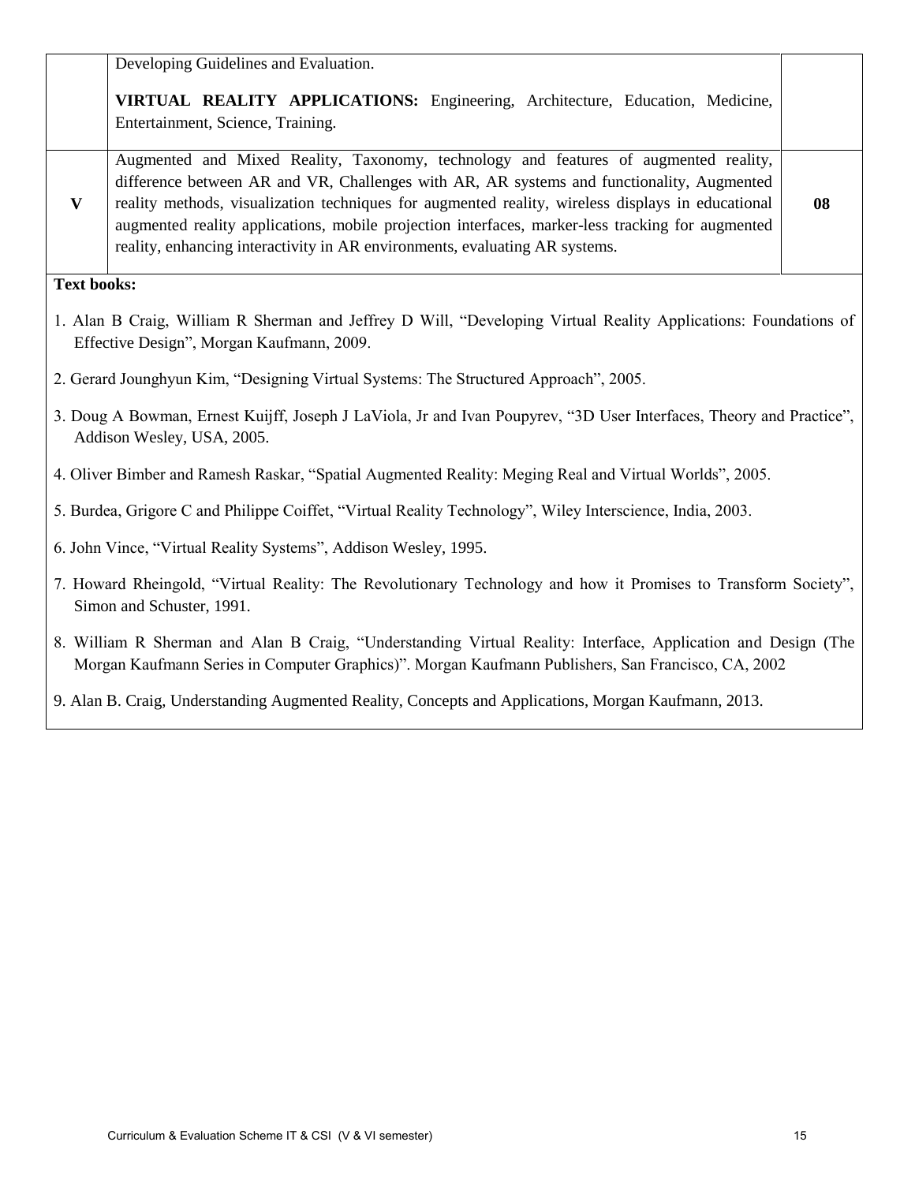| | | |
|---|---|---|
| | Developing Guidelines and Evaluation.<br><br>**VIRTUAL REALITY APPLICATIONS:** Engineering, Architecture, Education, Medicine, Entertainment, Science, Training. | |
| **V** | Augmented and Mixed Reality, Taxonomy, technology and features of augmented reality, difference between AR and VR, Challenges with AR, AR systems and functionality, Augmented reality methods, visualization techniques for augmented reality, wireless displays in educational augmented reality applications, mobile projection interfaces, marker-less tracking for augmented reality, enhancing interactivity in AR environments, evaluating AR systems. | **08** |

**Text books:**

1. Alan B Craig, William R Sherman and Jeffrey D Will, "Developing Virtual Reality Applications: Foundations of Effective Design", Morgan Kaufmann, 2009.
2. Gerard Jounghyun Kim, "Designing Virtual Systems: The Structured Approach", 2005.
3. Doug A Bowman, Ernest Kuijff, Joseph J LaViola, Jr and Ivan Poupyrev, "3D User Interfaces, Theory and Practice", Addison Wesley, USA, 2005.
4. Oliver Bimber and Ramesh Raskar, "Spatial Augmented Reality: Meging Real and Virtual Worlds", 2005.
5. Burdea, Grigore C and Philippe Coiffet, "Virtual Reality Technology", Wiley Interscience, India, 2003.
6. John Vince, "Virtual Reality Systems", Addison Wesley, 1995.
7. Howard Rheingold, "Virtual Reality: The Revolutionary Technology and how it Promises to Transform Society", Simon and Schuster, 1991.
8. William R Sherman and Alan B Craig, "Understanding Virtual Reality: Interface, Application and Design (The Morgan Kaufmann Series in Computer Graphics)". Morgan Kaufmann Publishers, San Francisco, CA, 2002
9. Alan B. Craig, Understanding Augmented Reality, Concepts and Applications, Morgan Kaufmann, 2013.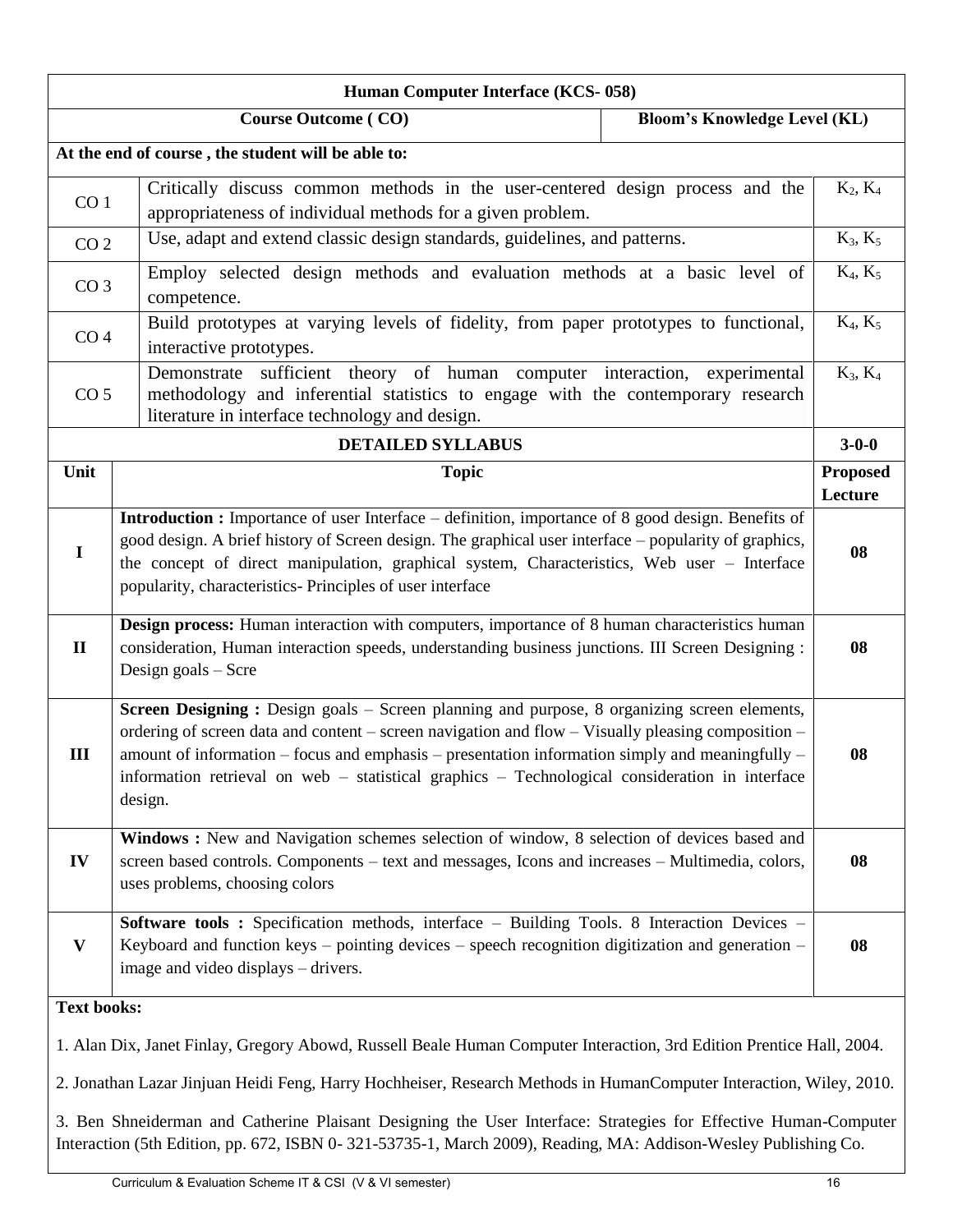| Human Computer Interface (KCS- 058) | | |
|---|---|---|
| **Course Outcome ( CO)** | | **Bloom's Knowledge Level (KL)** |
| **At the end of course , the student will be able to:** | | |
| CO 1 | Critically discuss common methods in the user-centered design process and the appropriateness of individual methods for a given problem. | $K_2$, $K_4$ |
| CO 2 | Use, adapt and extend classic design standards, guidelines, and patterns. | $K_3$, $K_5$ |
| CO 3 | Employ selected design methods and evaluation methods at a basic level of competence. | $K_4$, $K_5$ |
| CO 4 | Build prototypes at varying levels of fidelity, from paper prototypes to functional, interactive prototypes. | $K_4$, $K_5$ |
| CO 5 | Demonstrate sufficient theory of human computer interaction, experimental methodology and inferential statistics to engage with the contemporary research literature in interface technology and design. | $K_3$, $K_4$ |
| **DETAILED SYLLABUS** | | **3-0-0** |
| **Unit** | **Topic** | **Proposed Lecture** |
| **I** | **Introduction :** Importance of user Interface – definition, importance of 8 good design. Benefits of good design. A brief history of Screen design. The graphical user interface – popularity of graphics, the concept of direct manipulation, graphical system, Characteristics, Web user – Interface popularity, characteristics- Principles of user interface | **08** |
| **II** | **Design process:** Human interaction with computers, importance of 8 human characteristics human consideration, Human interaction speeds, understanding business junctions. III Screen Designing : Design goals – Scre | **08** |
| **III** | **Screen Designing :** Design goals – Screen planning and purpose, 8 organizing screen elements, ordering of screen data and content – screen navigation and flow – Visually pleasing composition – amount of information – focus and emphasis – presentation information simply and meaningfully – information retrieval on web – statistical graphics – Technological consideration in interface design. | **08** |
| **IV** | **Windows :** New and Navigation schemes selection of window, 8 selection of devices based and screen based controls. Components – text and messages, Icons and increases – Multimedia, colors, uses problems, choosing colors | **08** |
| **V** | **Software tools :** Specification methods, interface – Building Tools. 8 Interaction Devices – Keyboard and function keys – pointing devices – speech recognition digitization and generation – image and video displays – drivers. | **08** |

**Text books:**

1. Alan Dix, Janet Finlay, Gregory Abowd, Russell Beale Human Computer Interaction, 3rd Edition Prentice Hall, 2004.

2. Jonathan Lazar Jinjuan Heidi Feng, Harry Hochheiser, Research Methods in HumanComputer Interaction, Wiley, 2010.

3. Ben Shneiderman and Catherine Plaisant Designing the User Interface: Strategies for Effective Human-Computer Interaction (5th Edition, pp. 672, ISBN 0- 321-53735-1, March 2009), Reading, MA: Addison-Wesley Publishing Co.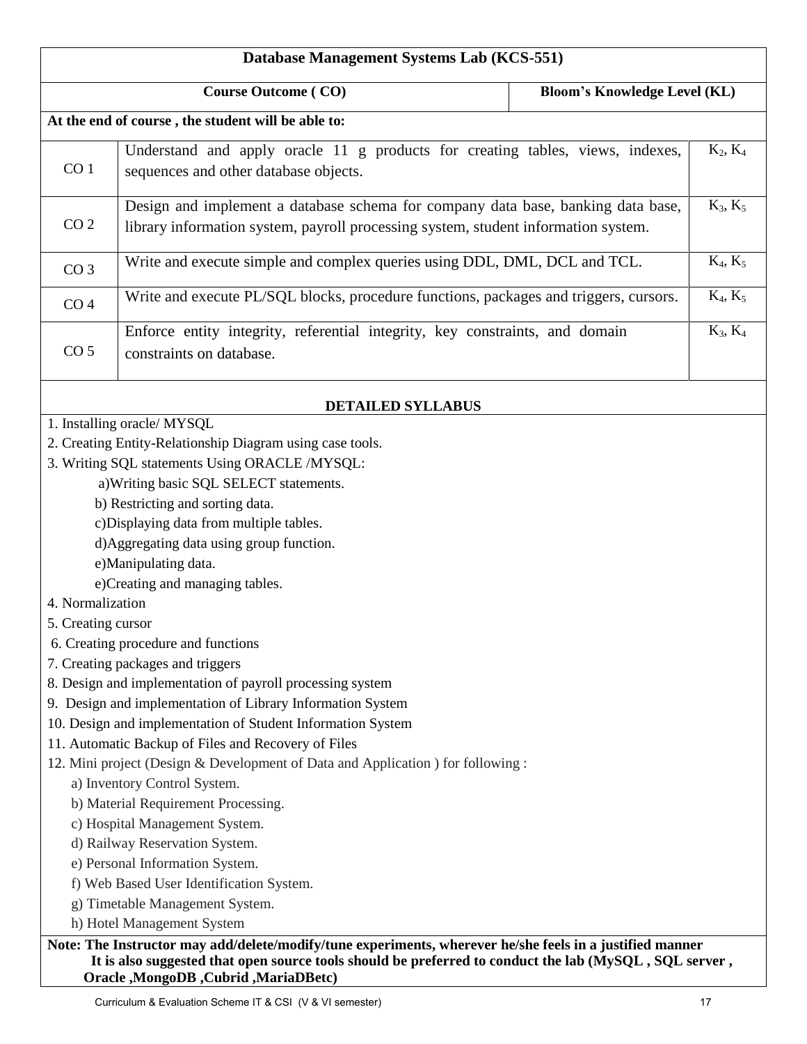## Database Management Systems Lab (KCS-551)

| Course Outcome ( CO) | | Bloom's Knowledge Level (KL) |
|---|---|---|
| **At the end of course , the student will be able to:** | | |
| CO 1 | Understand and apply oracle 11 g products for creating tables, views, indexes, sequences and other database objects. | $K_2$, $K_4$ |
| CO 2 | Design and implement a database schema for company data base, banking data base, library information system, payroll processing system, student information system. | $K_3$, $K_5$ |
| CO 3 | Write and execute simple and complex queries using DDL, DML, DCL and TCL. | $K_4$, $K_5$ |
| CO 4 | Write and execute PL/SQL blocks, procedure functions, packages and triggers, cursors. | $K_4$, $K_5$ |
| CO 5 | Enforce entity integrity, referential integrity, key constraints, and domain constraints on database. | $K_3$, $K_4$ |

### DETAILED SYLLABUS

1. Installing oracle/ MYSQL
2. Creating Entity-Relationship Diagram using case tools.
3. Writing SQL statements Using ORACLE /MYSQL:
   a)Writing basic SQL SELECT statements.
   b) Restricting and sorting data.
   c)Displaying data from multiple tables.
   d)Aggregating data using group function.
   e)Manipulating data.
   e)Creating and managing tables.
4. Normalization
5. Creating cursor
6. Creating procedure and functions
7. Creating packages and triggers
8. Design and implementation of payroll processing system
9. Design and implementation of Library Information System
10. Design and implementation of Student Information System
11. Automatic Backup of Files and Recovery of Files
12. Mini project (Design & Development of Data and Application ) for following :
    a) Inventory Control System.
    b) Material Requirement Processing.
    c) Hospital Management System.
    d) Railway Reservation System.
    e) Personal Information System.
    f) Web Based User Identification System.
    g) Timetable Management System.
    h) Hotel Management System

**Note: The Instructor may add/delete/modify/tune experiments, wherever he/she feels in a justified manner It is also suggested that open source tools should be preferred to conduct the lab (MySQL , SQL server , Oracle ,MongoDB ,Cubrid ,MariaDBetc)**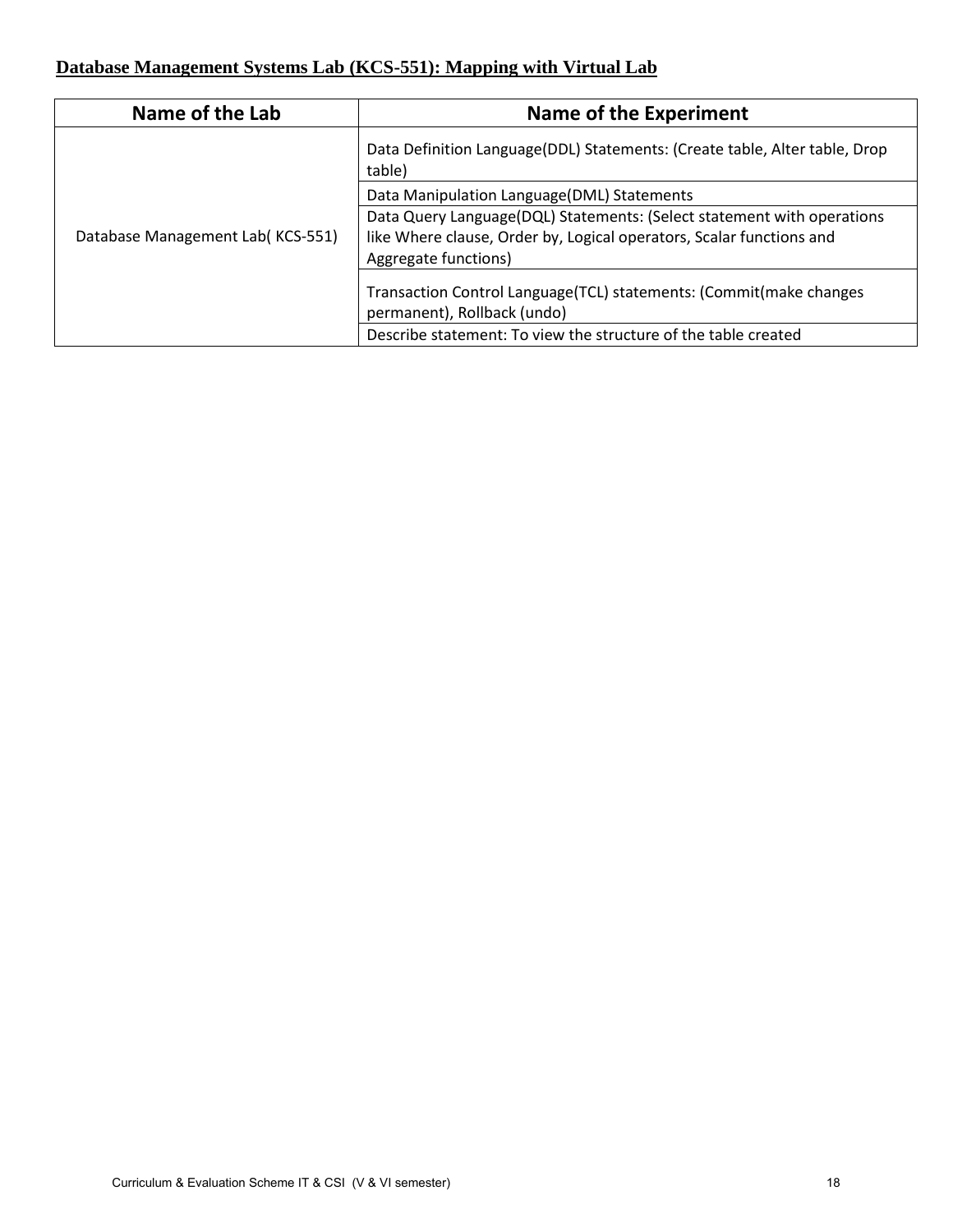**Database Management Systems Lab (KCS-551): Mapping with Virtual Lab**

| Name of the Lab | Name of the Experiment |
|---|---|
| Database Management Lab( KCS-551) | Data Definition Language(DDL) Statements: (Create table, Alter table, Drop table) |
| | Data Manipulation Language(DML) Statements |
| | Data Query Language(DQL) Statements: (Select statement with operations like Where clause, Order by, Logical operators, Scalar functions and Aggregate functions) |
| | Transaction Control Language(TCL) statements: (Commit(make changes permanent), Rollback (undo) |
| | Describe statement: To view the structure of the table created |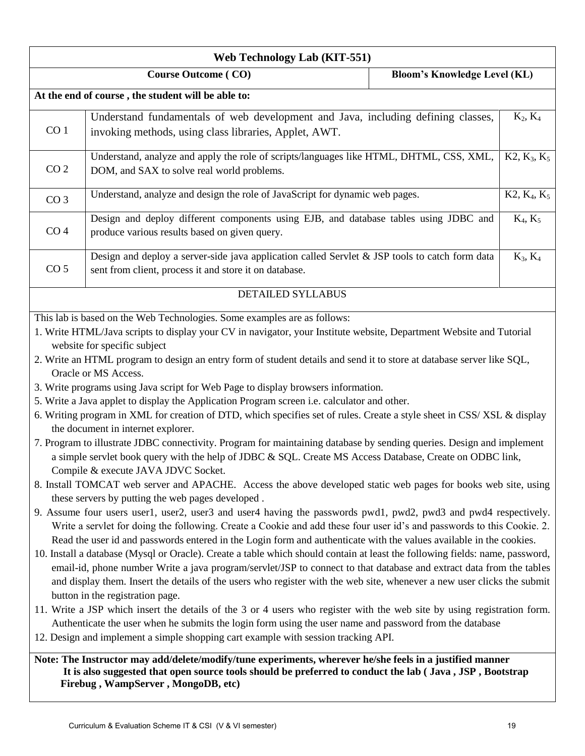## Web Technology Lab (KIT-551)

| | Course Outcome ( CO) | Bloom's Knowledge Level (KL) |
|---|---|---|
| **At the end of course , the student will be able to:** | | |
| CO 1 | Understand fundamentals of web development and Java, including defining classes, invoking methods, using class libraries, Applet, AWT. | $K_2$, $K_4$ |
| CO 2 | Understand, analyze and apply the role of scripts/languages like HTML, DHTML, CSS, XML, DOM, and SAX to solve real world problems. | K2, $K_3$, $K_5$ |
| CO 3 | Understand, analyze and design the role of JavaScript for dynamic web pages. | K2, $K_4$, $K_5$ |
| CO 4 | Design and deploy different components using EJB, and database tables using JDBC and produce various results based on given query. | $K_4$, $K_5$ |
| CO 5 | Design and deploy a server-side java application called Servlet & JSP tools to catch form data sent from client, process it and store it on database. | $K_3$, $K_4$ |

### DETAILED SYLLABUS

This lab is based on the Web Technologies. Some examples are as follows:

1. Write HTML/Java scripts to display your CV in navigator, your Institute website, Department Website and Tutorial website for specific subject
2. Write an HTML program to design an entry form of student details and send it to store at database server like SQL, Oracle or MS Access.
3. Write programs using Java script for Web Page to display browsers information.
5. Write a Java applet to display the Application Program screen i.e. calculator and other.
6. Writing program in XML for creation of DTD, which specifies set of rules. Create a style sheet in CSS/ XSL & display the document in internet explorer.
7. Program to illustrate JDBC connectivity. Program for maintaining database by sending queries. Design and implement a simple servlet book query with the help of JDBC & SQL. Create MS Access Database, Create on ODBC link, Compile & execute JAVA JDVC Socket.
8. Install TOMCAT web server and APACHE. Access the above developed static web pages for books web site, using these servers by putting the web pages developed .
9. Assume four users user1, user2, user3 and user4 having the passwords pwd1, pwd2, pwd3 and pwd4 respectively. Write a servlet for doing the following. Create a Cookie and add these four user id's and passwords to this Cookie. 2. Read the user id and passwords entered in the Login form and authenticate with the values available in the cookies.
10. Install a database (Mysql or Oracle). Create a table which should contain at least the following fields: name, password, email-id, phone number Write a java program/servlet/JSP to connect to that database and extract data from the tables and display them. Insert the details of the users who register with the web site, whenever a new user clicks the submit button in the registration page.
11. Write a JSP which insert the details of the 3 or 4 users who register with the web site by using registration form. Authenticate the user when he submits the login form using the user name and password from the database
12. Design and implement a simple shopping cart example with session tracking API.

**Note: The Instructor may add/delete/modify/tune experiments, wherever he/she feels in a justified manner It is also suggested that open source tools should be preferred to conduct the lab ( Java , JSP , Bootstrap Firebug , WampServer , MongoDB, etc)**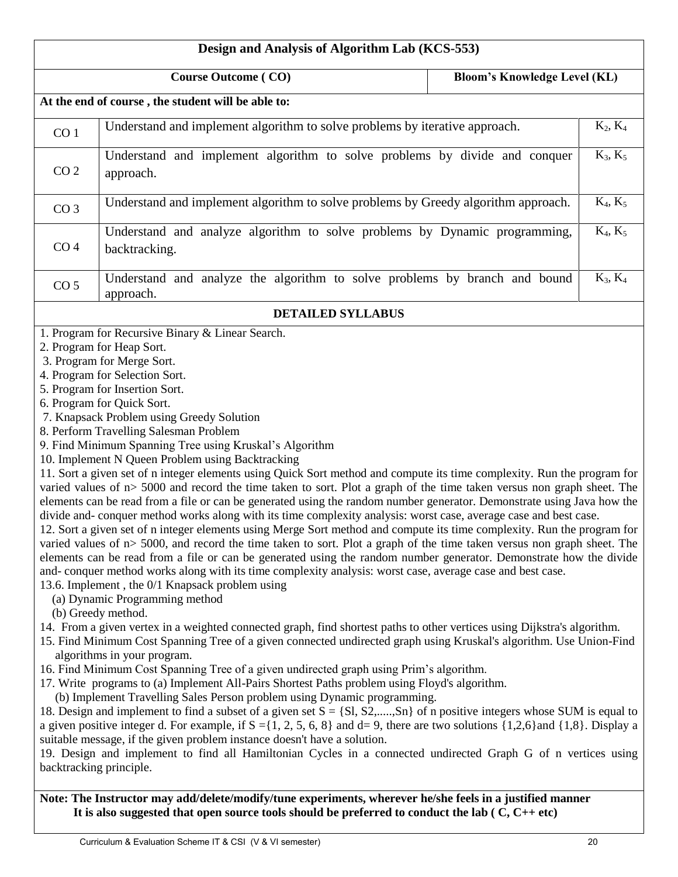# Design and Analysis of Algorithm Lab (KCS-553)

| Course Outcome ( CO) | | Bloom's Knowledge Level (KL) |
|---|---|---|
| **At the end of course , the student will be able to:** | | |
| CO 1 | Understand and implement algorithm to solve problems by iterative approach. | $K_2$, $K_4$ |
| CO 2 | Understand and implement algorithm to solve problems by divide and conquer approach. | $K_3$, $K_5$ |
| CO 3 | Understand and implement algorithm to solve problems by Greedy algorithm approach. | $K_4$, $K_5$ |
| CO 4 | Understand and analyze algorithm to solve problems by Dynamic programming, backtracking. | $K_4$, $K_5$ |
| CO 5 | Understand and analyze the algorithm to solve problems by branch and bound approach. | $K_3$, $K_4$ |

## DETAILED SYLLABUS

1. Program for Recursive Binary & Linear Search.
2. Program for Heap Sort.
3. Program for Merge Sort.
4. Program for Selection Sort.
5. Program for Insertion Sort.
6. Program for Quick Sort.
7. Knapsack Problem using Greedy Solution
8. Perform Travelling Salesman Problem
9. Find Minimum Spanning Tree using Kruskal's Algorithm
10. Implement N Queen Problem using Backtracking
11. Sort a given set of n integer elements using Quick Sort method and compute its time complexity. Run the program for varied values of n> 5000 and record the time taken to sort. Plot a graph of the time taken versus non graph sheet. The elements can be read from a file or can be generated using the random number generator. Demonstrate using Java how the divide and- conquer method works along with its time complexity analysis: worst case, average case and best case.
12. Sort a given set of n integer elements using Merge Sort method and compute its time complexity. Run the program for varied values of n> 5000, and record the time taken to sort. Plot a graph of the time taken versus non graph sheet. The elements can be read from a file or can be generated using the random number generator. Demonstrate how the divide and- conquer method works along with its time complexity analysis: worst case, average case and best case.
13.6. Implement , the 0/1 Knapsack problem using
   (a) Dynamic Programming method
   (b) Greedy method.
14. From a given vertex in a weighted connected graph, find shortest paths to other vertices using Dijkstra's algorithm.
15. Find Minimum Cost Spanning Tree of a given connected undirected graph using Kruskal's algorithm. Use Union-Find algorithms in your program.
16. Find Minimum Cost Spanning Tree of a given undirected graph using Prim's algorithm.
17. Write programs to (a) Implement All-Pairs Shortest Paths problem using Floyd's algorithm.
   (b) Implement Travelling Sales Person problem using Dynamic programming.
18. Design and implement to find a subset of a given set S = {Sl, S2,.....,Sn} of n positive integers whose SUM is equal to a given positive integer d. For example, if S ={1, 2, 5, 6, 8} and d= 9, there are two solutions {1,2,6}and {1,8}. Display a suitable message, if the given problem instance doesn't have a solution.
19. Design and implement to find all Hamiltonian Cycles in a connected undirected Graph G of n vertices using backtracking principle.

**Note: The Instructor may add/delete/modify/tune experiments, wherever he/she feels in a justified manner**
**It is also suggested that open source tools should be preferred to conduct the lab ( C, C++ etc)**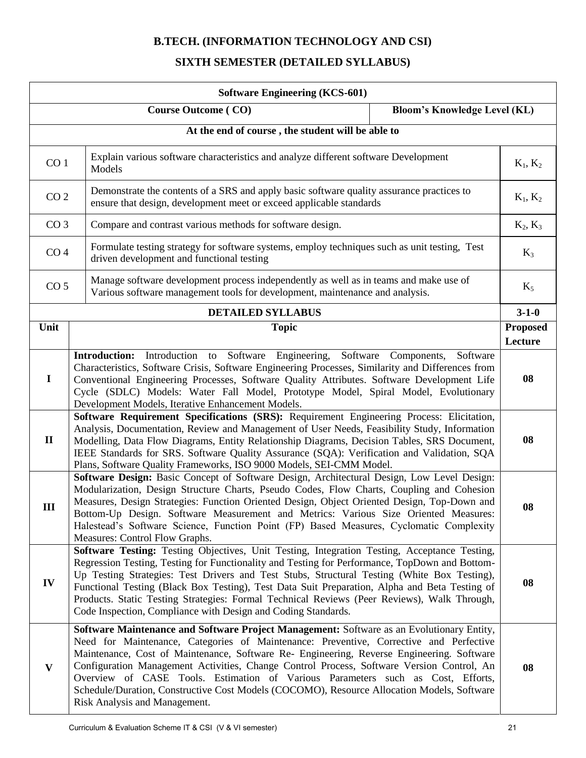# B.TECH. (INFORMATION TECHNOLOGY AND CSI)

## SIXTH SEMESTER (DETAILED SYLLABUS)

| Software Engineering (KCS-601) | | |
|---|---|---|
| **Course Outcome ( CO)** | | **Bloom's Knowledge Level (KL)** |
| **At the end of course , the student will be able to** | | |
| CO 1 | Explain various software characteristics and analyze different software Development Models | $K_1$, $K_2$ |
| CO 2 | Demonstrate the contents of a SRS and apply basic software quality assurance practices to ensure that design, development meet or exceed applicable standards | $K_1$, $K_2$ |
| CO 3 | Compare and contrast various methods for software design. | $K_2$, $K_3$ |
| CO 4 | Formulate testing strategy for software systems, employ techniques such as unit testing, Test driven development and functional testing | $K_3$ |
| CO 5 | Manage software development process independently as well as in teams and make use of Various software management tools for development, maintenance and analysis. | $K_5$ |
| **DETAILED SYLLABUS** | | **3-1-0** |
| **Unit** | **Topic** | **Proposed Lecture** |
| **I** | **Introduction:** Introduction to Software Engineering, Software Components, Software Characteristics, Software Crisis, Software Engineering Processes, Similarity and Differences from Conventional Engineering Processes, Software Quality Attributes. Software Development Life Cycle (SDLC) Models: Water Fall Model, Prototype Model, Spiral Model, Evolutionary Development Models, Iterative Enhancement Models. | **08** |
| **II** | **Software Requirement Specifications (SRS):** Requirement Engineering Process: Elicitation, Analysis, Documentation, Review and Management of User Needs, Feasibility Study, Information Modelling, Data Flow Diagrams, Entity Relationship Diagrams, Decision Tables, SRS Document, IEEE Standards for SRS. Software Quality Assurance (SQA): Verification and Validation, SQA Plans, Software Quality Frameworks, ISO 9000 Models, SEI-CMM Model. | **08** |
| **III** | **Software Design:** Basic Concept of Software Design, Architectural Design, Low Level Design: Modularization, Design Structure Charts, Pseudo Codes, Flow Charts, Coupling and Cohesion Measures, Design Strategies: Function Oriented Design, Object Oriented Design, Top-Down and Bottom-Up Design. Software Measurement and Metrics: Various Size Oriented Measures: Halestead's Software Science, Function Point (FP) Based Measures, Cyclomatic Complexity Measures: Control Flow Graphs. | **08** |
| **IV** | **Software Testing:** Testing Objectives, Unit Testing, Integration Testing, Acceptance Testing, Regression Testing, Testing for Functionality and Testing for Performance, TopDown and Bottom-Up Testing Strategies: Test Drivers and Test Stubs, Structural Testing (White Box Testing), Functional Testing (Black Box Testing), Test Data Suit Preparation, Alpha and Beta Testing of Products. Static Testing Strategies: Formal Technical Reviews (Peer Reviews), Walk Through, Code Inspection, Compliance with Design and Coding Standards. | **08** |
| **V** | **Software Maintenance and Software Project Management:** Software as an Evolutionary Entity, Need for Maintenance, Categories of Maintenance: Preventive, Corrective and Perfective Maintenance, Cost of Maintenance, Software Re- Engineering, Reverse Engineering. Software Configuration Management Activities, Change Control Process, Software Version Control, An Overview of CASE Tools. Estimation of Various Parameters such as Cost, Efforts, Schedule/Duration, Constructive Cost Models (COCOMO), Resource Allocation Models, Software Risk Analysis and Management. | **08** |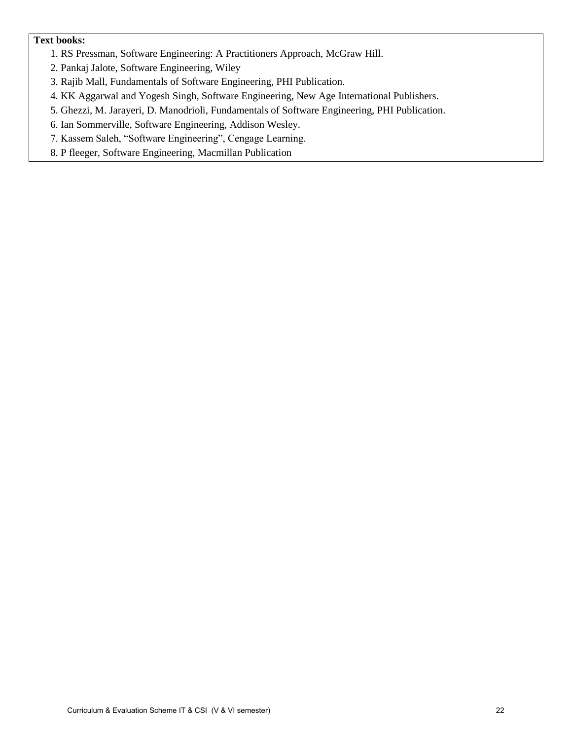**Text books:**

1. RS Pressman, Software Engineering: A Practitioners Approach, McGraw Hill.
2. Pankaj Jalote, Software Engineering, Wiley
3. Rajib Mall, Fundamentals of Software Engineering, PHI Publication.
4. KK Aggarwal and Yogesh Singh, Software Engineering, New Age International Publishers.
5. Ghezzi, M. Jarayeri, D. Manodrioli, Fundamentals of Software Engineering, PHI Publication.
6. Ian Sommerville, Software Engineering, Addison Wesley.
7. Kassem Saleh, "Software Engineering", Cengage Learning.
8. P fleeger, Software Engineering, Macmillan Publication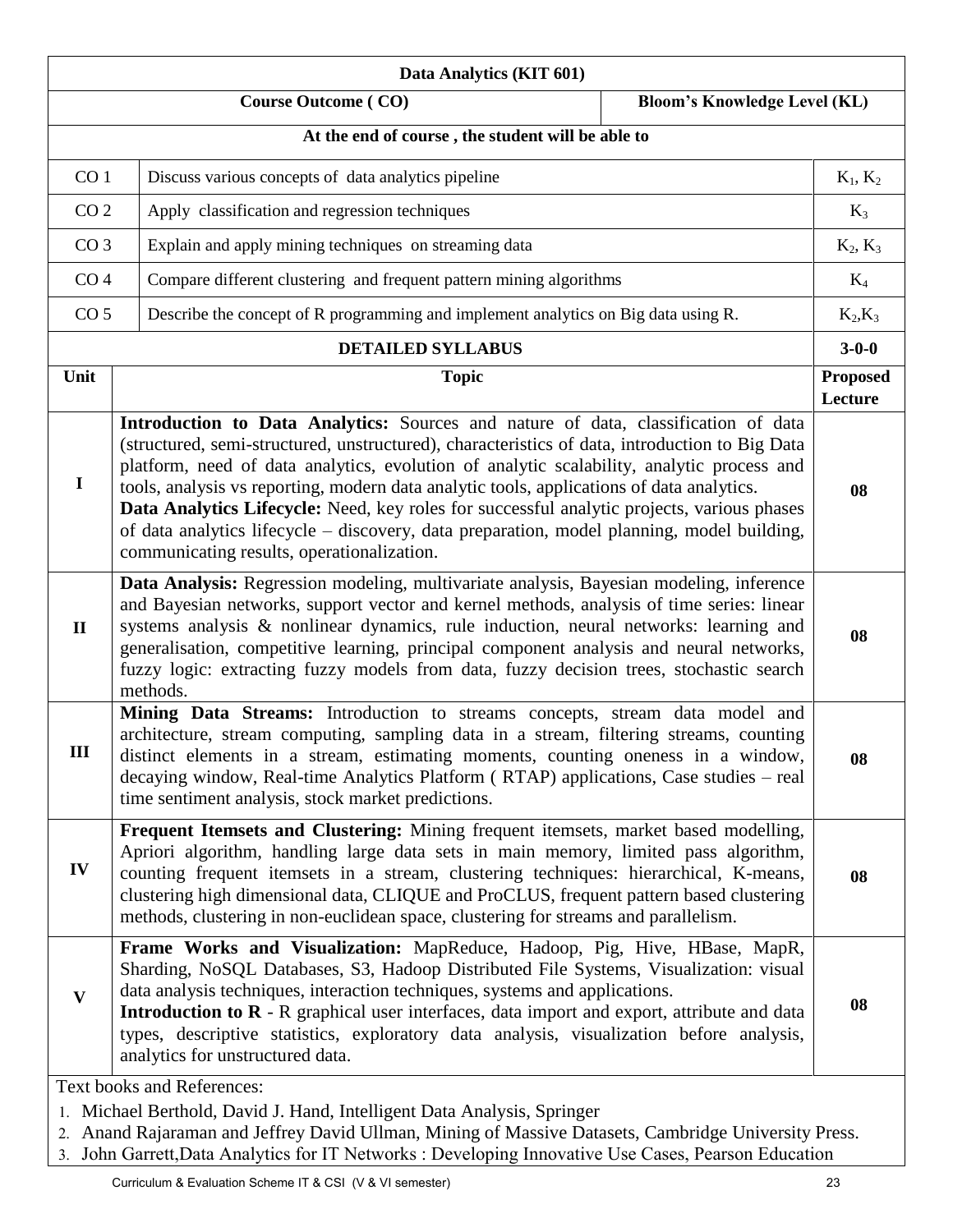## Data Analytics (KIT 601)

| | Course Outcome ( CO) | Bloom's Knowledge Level (KL) |
|---|---|---|
| | **At the end of course , the student will be able to** | |
| CO 1 | Discuss various concepts of data analytics pipeline | $K_1$, $K_2$ |
| CO 2 | Apply classification and regression techniques | $K_3$ |
| CO 3 | Explain and apply mining techniques on streaming data | $K_2$, $K_3$ |
| CO 4 | Compare different clustering and frequent pattern mining algorithms | $K_4$ |
| CO 5 | Describe the concept of R programming and implement analytics on Big data using R. | $K_2$,$K_3$ |

| Unit | DETAILED SYLLABUS<br>Topic | 3-0-0<br>Proposed Lecture |
|---|---|---|
| I | **Introduction to Data Analytics:** Sources and nature of data, classification of data (structured, semi-structured, unstructured), characteristics of data, introduction to Big Data platform, need of data analytics, evolution of analytic scalability, analytic process and tools, analysis vs reporting, modern data analytic tools, applications of data analytics.<br>**Data Analytics Lifecycle:** Need, key roles for successful analytic projects, various phases of data analytics lifecycle – discovery, data preparation, model planning, model building, communicating results, operationalization. | 08 |
| II | **Data Analysis:** Regression modeling, multivariate analysis, Bayesian modeling, inference and Bayesian networks, support vector and kernel methods, analysis of time series: linear systems analysis & nonlinear dynamics, rule induction, neural networks: learning and generalisation, competitive learning, principal component analysis and neural networks, fuzzy logic: extracting fuzzy models from data, fuzzy decision trees, stochastic search methods. | 08 |
| III | **Mining Data Streams:** Introduction to streams concepts, stream data model and architecture, stream computing, sampling data in a stream, filtering streams, counting distinct elements in a stream, estimating moments, counting oneness in a window, decaying window, Real-time Analytics Platform ( RTAP) applications, Case studies – real time sentiment analysis, stock market predictions. | 08 |
| IV | **Frequent Itemsets and Clustering:** Mining frequent itemsets, market based modelling, Apriori algorithm, handling large data sets in main memory, limited pass algorithm, counting frequent itemsets in a stream, clustering techniques: hierarchical, K-means, clustering high dimensional data, CLIQUE and ProCLUS, frequent pattern based clustering methods, clustering in non-euclidean space, clustering for streams and parallelism. | 08 |
| V | **Frame Works and Visualization:** MapReduce, Hadoop, Pig, Hive, HBase, MapR, Sharding, NoSQL Databases, S3, Hadoop Distributed File Systems, Visualization: visual data analysis techniques, interaction techniques, systems and applications.<br>**Introduction to R** - R graphical user interfaces, data import and export, attribute and data types, descriptive statistics, exploratory data analysis, visualization before analysis, analytics for unstructured data. | 08 |

Text books and References:

1. Michael Berthold, David J. Hand, Intelligent Data Analysis, Springer
2. Anand Rajaraman and Jeffrey David Ullman, Mining of Massive Datasets, Cambridge University Press.
3. John Garrett,Data Analytics for IT Networks : Developing Innovative Use Cases, Pearson Education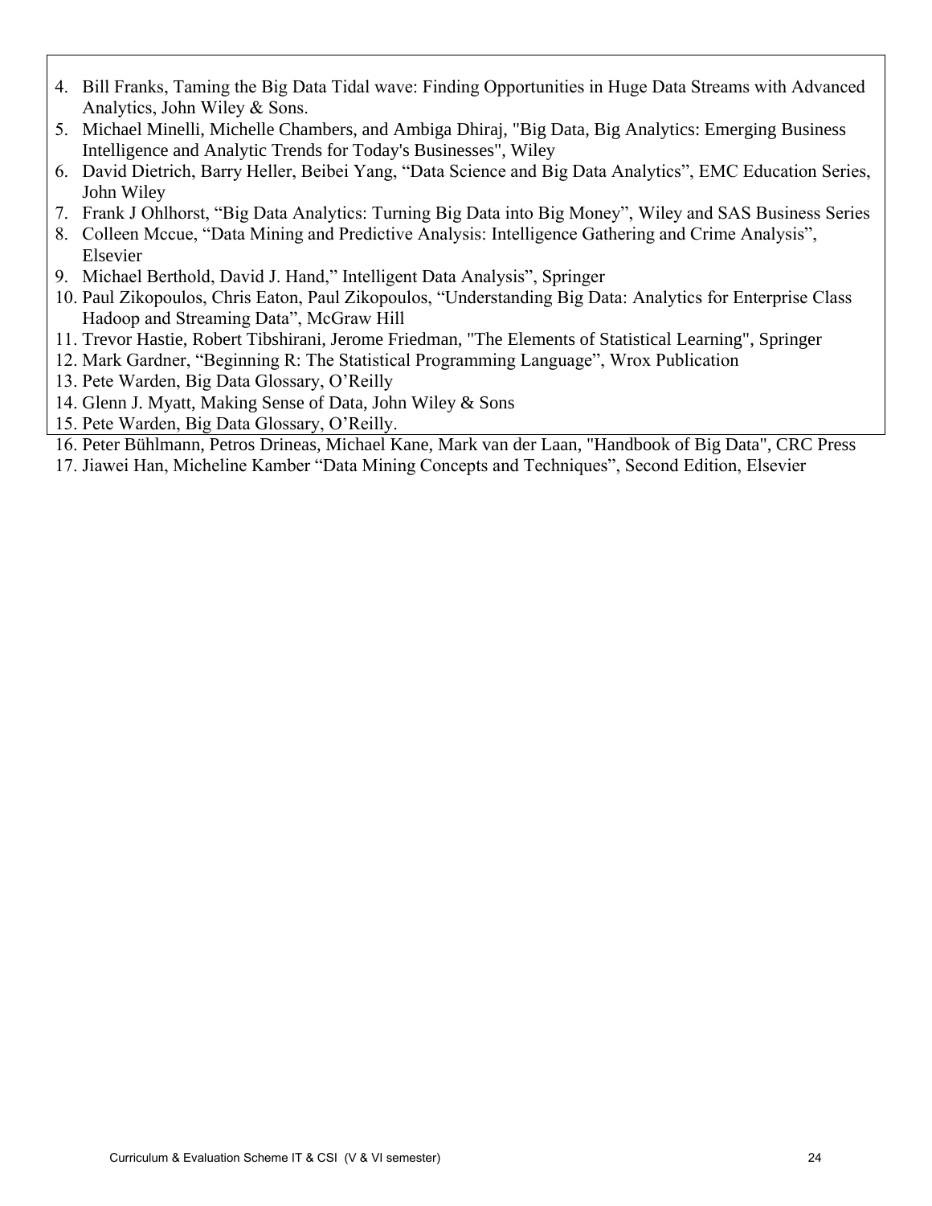4. Bill Franks, Taming the Big Data Tidal wave: Finding Opportunities in Huge Data Streams with Advanced Analytics, John Wiley & Sons.
5. Michael Minelli, Michelle Chambers, and Ambiga Dhiraj, "Big Data, Big Analytics: Emerging Business Intelligence and Analytic Trends for Today's Businesses", Wiley
6. David Dietrich, Barry Heller, Beibei Yang, "Data Science and Big Data Analytics", EMC Education Series, John Wiley
7. Frank J Ohlhorst, "Big Data Analytics: Turning Big Data into Big Money", Wiley and SAS Business Series
8. Colleen Mccue, "Data Mining and Predictive Analysis: Intelligence Gathering and Crime Analysis", Elsevier
9. Michael Berthold, David J. Hand," Intelligent Data Analysis", Springer
10. Paul Zikopoulos, Chris Eaton, Paul Zikopoulos, "Understanding Big Data: Analytics for Enterprise Class Hadoop and Streaming Data", McGraw Hill
11. Trevor Hastie, Robert Tibshirani, Jerome Friedman, "The Elements of Statistical Learning", Springer
12. Mark Gardner, "Beginning R: The Statistical Programming Language", Wrox Publication
13. Pete Warden, Big Data Glossary, O'Reilly
14. Glenn J. Myatt, Making Sense of Data, John Wiley & Sons
15. Pete Warden, Big Data Glossary, O'Reilly.
16. Peter Bühlmann, Petros Drineas, Michael Kane, Mark van der Laan, "Handbook of Big Data", CRC Press
17. Jiawei Han, Micheline Kamber "Data Mining Concepts and Techniques", Second Edition, Elsevier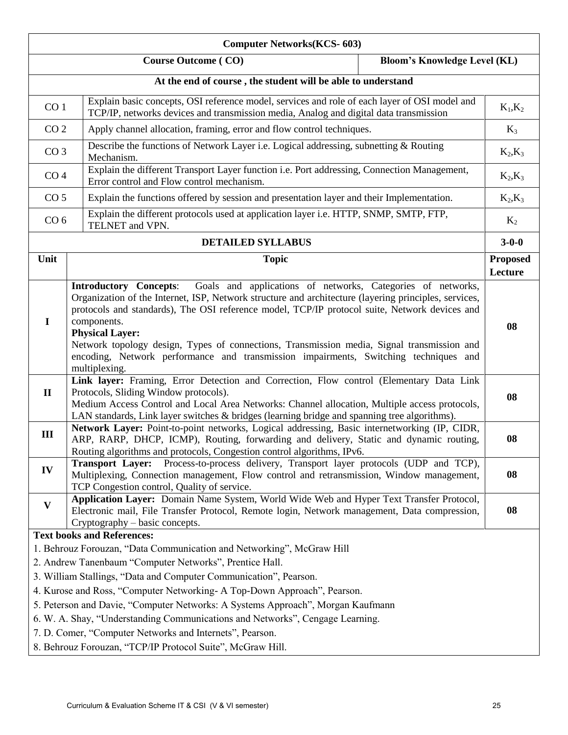# Computer Networks(KCS- 603)

| | Course Outcome ( CO) | Bloom's Knowledge Level (KL) |
|---|---|---|
| | **At the end of course , the student will be able to understand** | |
| CO 1 | Explain basic concepts, OSI reference model, services and role of each layer of OSI model and TCP/IP, networks devices and transmission media, Analog and digital data transmission | $K_1$,$K_2$ |
| CO 2 | Apply channel allocation, framing, error and flow control techniques. | $K_3$ |
| CO 3 | Describe the functions of Network Layer i.e. Logical addressing, subnetting & Routing Mechanism. | $K_2$,$K_3$ |
| CO 4 | Explain the different Transport Layer function i.e. Port addressing, Connection Management, Error control and Flow control mechanism. | $K_2$,$K_3$ |
| CO 5 | Explain the functions offered by session and presentation layer and their Implementation. | $K_2$,$K_3$ |
| CO 6 | Explain the different protocols used at application layer i.e. HTTP, SNMP, SMTP, FTP, TELNET and VPN. | $K_2$ |

## DETAILED SYLLABUS (3-0-0)

| Unit | Topic | Proposed Lecture |
|---|---|---|
| I | **Introductory Concepts**: Goals and applications of networks, Categories of networks, Organization of the Internet, ISP, Network structure and architecture (layering principles, services, protocols and standards), The OSI reference model, TCP/IP protocol suite, Network devices and components.<br>**Physical Layer:**<br>Network topology design, Types of connections, Transmission media, Signal transmission and encoding, Network performance and transmission impairments, Switching techniques and multiplexing. | 08 |
| II | **Link layer:** Framing, Error Detection and Correction, Flow control (Elementary Data Link Protocols, Sliding Window protocols).<br>Medium Access Control and Local Area Networks: Channel allocation, Multiple access protocols, LAN standards, Link layer switches & bridges (learning bridge and spanning tree algorithms). | 08 |
| III | **Network Layer:** Point-to-point networks, Logical addressing, Basic internetworking (IP, CIDR, ARP, RARP, DHCP, ICMP), Routing, forwarding and delivery, Static and dynamic routing, Routing algorithms and protocols, Congestion control algorithms, IPv6. | 08 |
| IV | **Transport Layer:** Process-to-process delivery, Transport layer protocols (UDP and TCP), Multiplexing, Connection management, Flow control and retransmission, Window management, TCP Congestion control, Quality of service. | 08 |
| V | **Application Layer:** Domain Name System, World Wide Web and Hyper Text Transfer Protocol, Electronic mail, File Transfer Protocol, Remote login, Network management, Data compression, Cryptography – basic concepts. | 08 |

**Text books and References:**

1. Behrouz Forouzan, "Data Communication and Networking", McGraw Hill
2. Andrew Tanenbaum "Computer Networks", Prentice Hall.
3. William Stallings, "Data and Computer Communication", Pearson.
4. Kurose and Ross, "Computer Networking- A Top-Down Approach", Pearson.
5. Peterson and Davie, "Computer Networks: A Systems Approach", Morgan Kaufmann
6. W. A. Shay, "Understanding Communications and Networks", Cengage Learning.
7. D. Comer, "Computer Networks and Internets", Pearson.
8. Behrouz Forouzan, "TCP/IP Protocol Suite", McGraw Hill.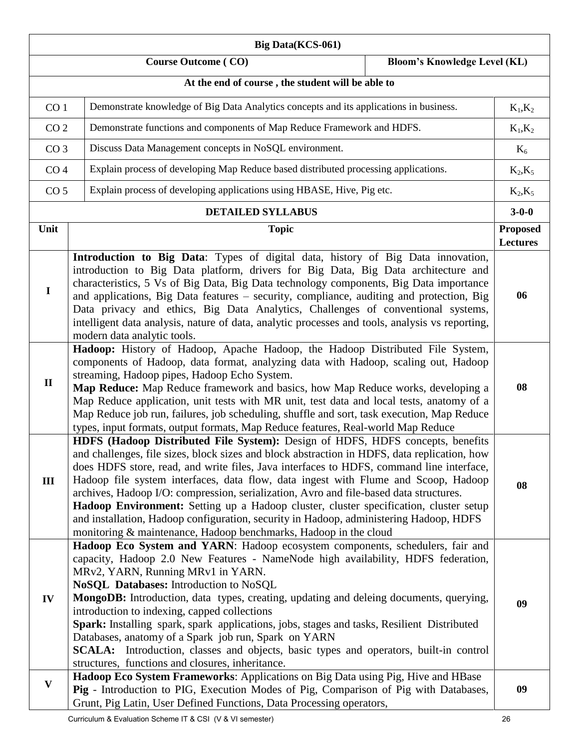| Big Data(KCS-061) | | |
|---|---|---|
| **Course Outcome ( CO)** | | **Bloom's Knowledge Level (KL)** |
| **At the end of course , the student will be able to** | | |
| CO 1 | Demonstrate knowledge of Big Data Analytics concepts and its applications in business. | $K_1,K_2$ |
| CO 2 | Demonstrate functions and components of Map Reduce Framework and HDFS. | $K_1,K_2$ |
| CO 3 | Discuss Data Management concepts in NoSQL environment. | $K_6$ |
| CO 4 | Explain process of developing Map Reduce based distributed processing applications. | $K_2,K_5$ |
| CO 5 | Explain process of developing applications using HBASE, Hive, Pig etc. | $K_2,K_5$ |
| **DETAILED SYLLABUS** | | **3-0-0** |
| **Unit** | **Topic** | **Proposed Lectures** |
| **I** | **Introduction to Big Data**: Types of digital data, history of Big Data innovation, introduction to Big Data platform, drivers for Big Data, Big Data architecture and characteristics, 5 Vs of Big Data, Big Data technology components, Big Data importance and applications, Big Data features – security, compliance, auditing and protection, Big Data privacy and ethics, Big Data Analytics, Challenges of conventional systems, intelligent data analysis, nature of data, analytic processes and tools, analysis vs reporting, modern data analytic tools. | **06** |
| **II** | **Hadoop:** History of Hadoop, Apache Hadoop, the Hadoop Distributed File System, components of Hadoop, data format, analyzing data with Hadoop, scaling out, Hadoop streaming, Hadoop pipes, Hadoop Echo System. **Map Reduce:** Map Reduce framework and basics, how Map Reduce works, developing a Map Reduce application, unit tests with MR unit, test data and local tests, anatomy of a Map Reduce job run, failures, job scheduling, shuffle and sort, task execution, Map Reduce types, input formats, output formats, Map Reduce features, Real-world Map Reduce | **08** |
| **III** | **HDFS (Hadoop Distributed File System):** Design of HDFS, HDFS concepts, benefits and challenges, file sizes, block sizes and block abstraction in HDFS, data replication, how does HDFS store, read, and write files, Java interfaces to HDFS, command line interface, Hadoop file system interfaces, data flow, data ingest with Flume and Scoop, Hadoop archives, Hadoop I/O: compression, serialization, Avro and file-based data structures. **Hadoop Environment:** Setting up a Hadoop cluster, cluster specification, cluster setup and installation, Hadoop configuration, security in Hadoop, administering Hadoop, HDFS monitoring & maintenance, Hadoop benchmarks, Hadoop in the cloud | **08** |
| **IV** | **Hadoop Eco System and YARN**: Hadoop ecosystem components, schedulers, fair and capacity, Hadoop 2.0 New Features - NameNode high availability, HDFS federation, MRv2, YARN, Running MRv1 in YARN. **NoSQL Databases:** Introduction to NoSQL **MongoDB:** Introduction, data types, creating, updating and deleing documents, querying, introduction to indexing, capped collections **Spark:** Installing spark, spark applications, jobs, stages and tasks, Resilient Distributed Databases, anatomy of a Spark job run, Spark on YARN **SCALA:** Introduction, classes and objects, basic types and operators, built-in control structures, functions and closures, inheritance. | **09** |
| **V** | **Hadoop Eco System Frameworks**: Applications on Big Data using Pig, Hive and HBase **Pig** - Introduction to PIG, Execution Modes of Pig, Comparison of Pig with Databases, Grunt, Pig Latin, User Defined Functions, Data Processing operators, | **09** |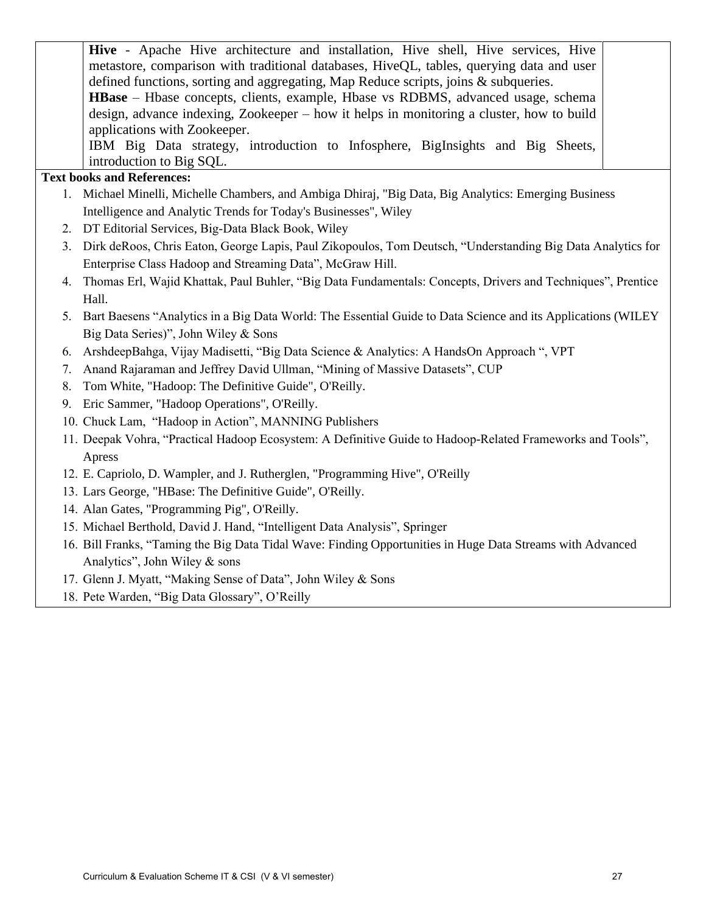| | | |
|---|---|---|
| | **Hive** - Apache Hive architecture and installation, Hive shell, Hive services, Hive metastore, comparison with traditional databases, HiveQL, tables, querying data and user defined functions, sorting and aggregating, Map Reduce scripts, joins & subqueries. <br> **HBase** – Hbase concepts, clients, example, Hbase vs RDBMS, advanced usage, schema design, advance indexing, Zookeeper – how it helps in monitoring a cluster, how to build applications with Zookeeper. <br> IBM Big Data strategy, introduction to Infosphere, BigInsights and Big Sheets, introduction to Big SQL. | |

**Text books and References:**

1. Michael Minelli, Michelle Chambers, and Ambiga Dhiraj, "Big Data, Big Analytics: Emerging Business Intelligence and Analytic Trends for Today's Businesses", Wiley
2. DT Editorial Services, Big-Data Black Book, Wiley
3. Dirk deRoos, Chris Eaton, George Lapis, Paul Zikopoulos, Tom Deutsch, "Understanding Big Data Analytics for Enterprise Class Hadoop and Streaming Data", McGraw Hill.
4. Thomas Erl, Wajid Khattak, Paul Buhler, "Big Data Fundamentals: Concepts, Drivers and Techniques", Prentice Hall.
5. Bart Baesens "Analytics in a Big Data World: The Essential Guide to Data Science and its Applications (WILEY Big Data Series)", John Wiley & Sons
6. ArshdeepBahga, Vijay Madisetti, "Big Data Science & Analytics: A HandsOn Approach ", VPT
7. Anand Rajaraman and Jeffrey David Ullman, "Mining of Massive Datasets", CUP
8. Tom White, "Hadoop: The Definitive Guide", O'Reilly.
9. Eric Sammer, "Hadoop Operations", O'Reilly.
10. Chuck Lam, "Hadoop in Action", MANNING Publishers
11. Deepak Vohra, "Practical Hadoop Ecosystem: A Definitive Guide to Hadoop-Related Frameworks and Tools", Apress
12. E. Capriolo, D. Wampler, and J. Rutherglen, "Programming Hive", O'Reilly
13. Lars George, "HBase: The Definitive Guide", O'Reilly.
14. Alan Gates, "Programming Pig", O'Reilly.
15. Michael Berthold, David J. Hand, "Intelligent Data Analysis", Springer
16. Bill Franks, "Taming the Big Data Tidal Wave: Finding Opportunities in Huge Data Streams with Advanced Analytics", John Wiley & sons
17. Glenn J. Myatt, "Making Sense of Data", John Wiley & Sons
18. Pete Warden, "Big Data Glossary", O'Reilly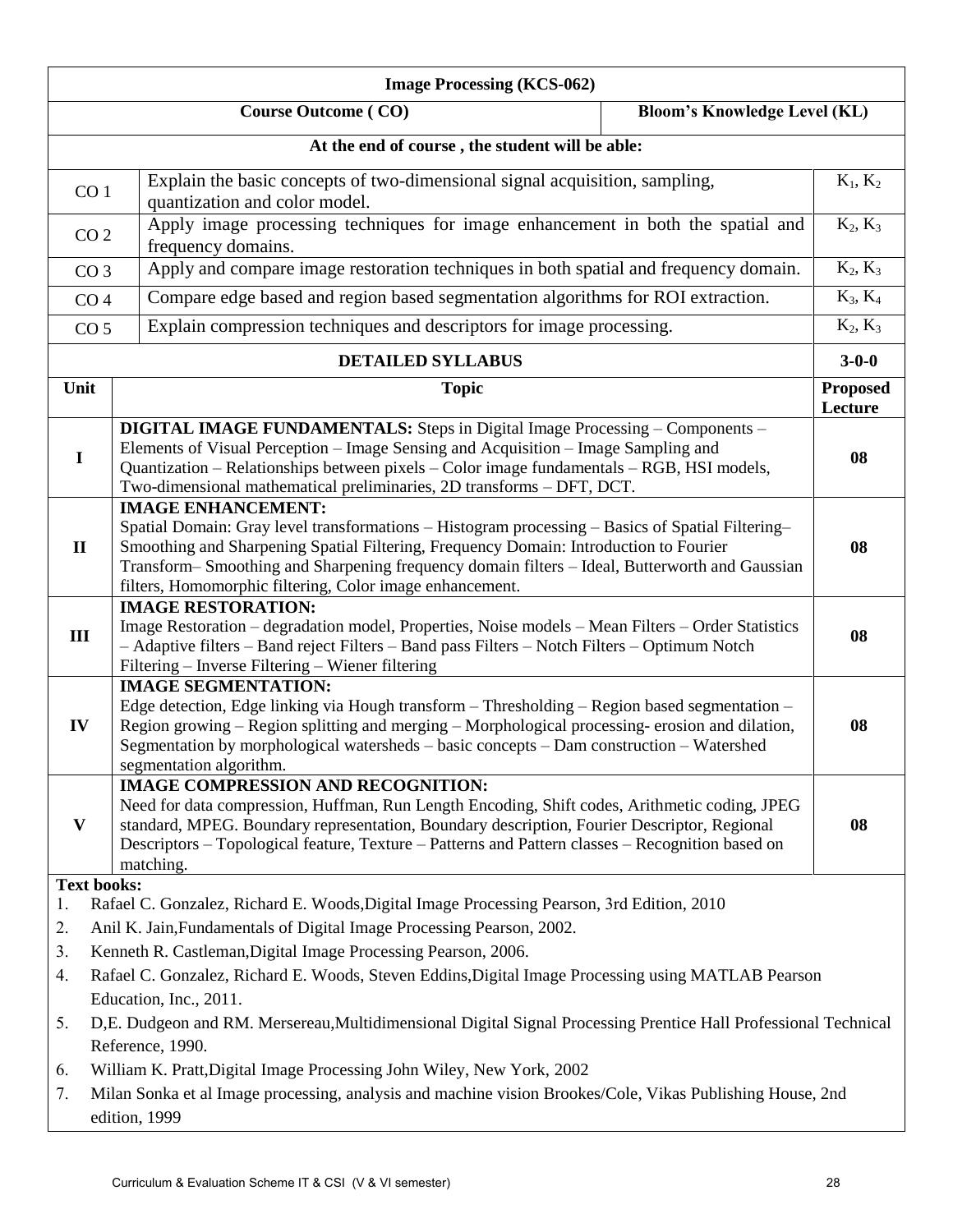| **Image Processing (KCS-062)** | | |
|---|---|---|
| **Course Outcome ( CO)** | | **Bloom's Knowledge Level (KL)** |
| **At the end of course , the student will be able:** | | |
| CO 1 | Explain the basic concepts of two-dimensional signal acquisition, sampling, quantization and color model. | $K_1$, $K_2$ |
| CO 2 | Apply image processing techniques for image enhancement in both the spatial and frequency domains. | $K_2$, $K_3$ |
| CO 3 | Apply and compare image restoration techniques in both spatial and frequency domain. | $K_2$, $K_3$ |
| CO 4 | Compare edge based and region based segmentation algorithms for ROI extraction. | $K_3$, $K_4$ |
| CO 5 | Explain compression techniques and descriptors for image processing. | $K_2$, $K_3$ |

| **DETAILED SYLLABUS** | | **3-0-0** |
|---|---|---|
| **Unit** | **Topic** | **Proposed Lecture** |
| **I** | **DIGITAL IMAGE FUNDAMENTALS:** Steps in Digital Image Processing – Components – Elements of Visual Perception – Image Sensing and Acquisition – Image Sampling and Quantization – Relationships between pixels – Color image fundamentals – RGB, HSI models, Two-dimensional mathematical preliminaries, 2D transforms – DFT, DCT. | **08** |
| **II** | **IMAGE ENHANCEMENT:** Spatial Domain: Gray level transformations – Histogram processing – Basics of Spatial Filtering– Smoothing and Sharpening Spatial Filtering, Frequency Domain: Introduction to Fourier Transform– Smoothing and Sharpening frequency domain filters – Ideal, Butterworth and Gaussian filters, Homomorphic filtering, Color image enhancement. | **08** |
| **III** | **IMAGE RESTORATION:** Image Restoration – degradation model, Properties, Noise models – Mean Filters – Order Statistics – Adaptive filters – Band reject Filters – Band pass Filters – Notch Filters – Optimum Notch Filtering – Inverse Filtering – Wiener filtering | **08** |
| **IV** | **IMAGE SEGMENTATION:** Edge detection, Edge linking via Hough transform – Thresholding – Region based segmentation – Region growing – Region splitting and merging – Morphological processing- erosion and dilation, Segmentation by morphological watersheds – basic concepts – Dam construction – Watershed segmentation algorithm. | **08** |
| **V** | **IMAGE COMPRESSION AND RECOGNITION:** Need for data compression, Huffman, Run Length Encoding, Shift codes, Arithmetic coding, JPEG standard, MPEG. Boundary representation, Boundary description, Fourier Descriptor, Regional Descriptors – Topological feature, Texture – Patterns and Pattern classes – Recognition based on matching. | **08** |

**Text books:**

1. Rafael C. Gonzalez, Richard E. Woods,Digital Image Processing Pearson, 3rd Edition, 2010
2. Anil K. Jain,Fundamentals of Digital Image Processing Pearson, 2002.
3. Kenneth R. Castleman,Digital Image Processing Pearson, 2006.
4. Rafael C. Gonzalez, Richard E. Woods, Steven Eddins,Digital Image Processing using MATLAB Pearson Education, Inc., 2011.
5. D,E. Dudgeon and RM. Mersereau,Multidimensional Digital Signal Processing Prentice Hall Professional Technical Reference, 1990.
6. William K. Pratt,Digital Image Processing John Wiley, New York, 2002
7. Milan Sonka et al Image processing, analysis and machine vision Brookes/Cole, Vikas Publishing House, 2nd edition, 1999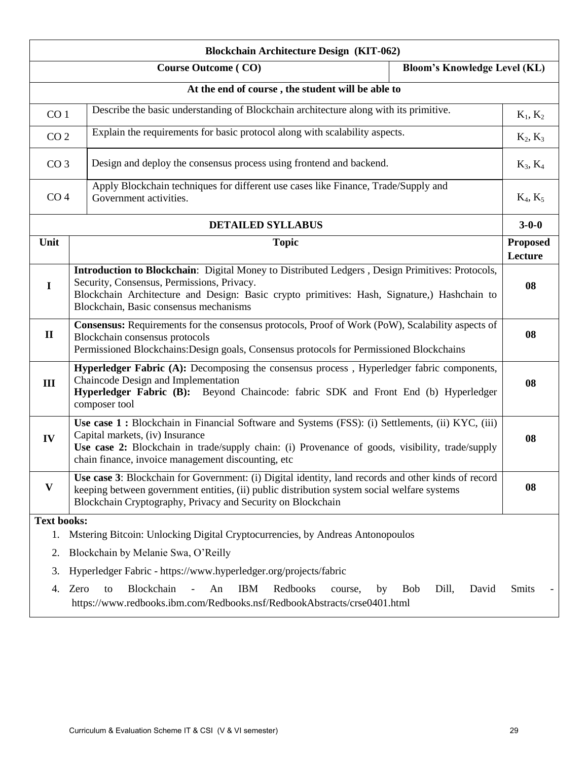## Blockchain Architecture Design (KIT-062)

| Course Outcome ( CO) | | Bloom's Knowledge Level (KL) |
|---|---|---|
| **At the end of course , the student will be able to** | | |
| CO 1 | Describe the basic understanding of Blockchain architecture along with its primitive. | $K_1, K_2$ |
| CO 2 | Explain the requirements for basic protocol along with scalability aspects. | $K_2, K_3$ |
| CO 3 | Design and deploy the consensus process using frontend and backend. | $K_3, K_4$ |
| CO 4 | Apply Blockchain techniques for different use cases like Finance, Trade/Supply and Government activities. | $K_4, K_5$ |

### DETAILED SYLLABUS (3-0-0)

| Unit | Topic | Proposed Lecture |
|---|---|---|
| I | **Introduction to Blockchain**: Digital Money to Distributed Ledgers , Design Primitives: Protocols, Security, Consensus, Permissions, Privacy. Blockchain Architecture and Design: Basic crypto primitives: Hash, Signature,) Hashchain to Blockchain, Basic consensus mechanisms | 08 |
| II | **Consensus:** Requirements for the consensus protocols, Proof of Work (PoW), Scalability aspects of Blockchain consensus protocols Permissioned Blockchains:Design goals, Consensus protocols for Permissioned Blockchains | 08 |
| III | **Hyperledger Fabric (A):** Decomposing the consensus process , Hyperledger fabric components, Chaincode Design and Implementation **Hyperledger Fabric (B):** Beyond Chaincode: fabric SDK and Front End (b) Hyperledger composer tool | 08 |
| IV | **Use case 1 :** Blockchain in Financial Software and Systems (FSS): (i) Settlements, (ii) KYC, (iii) Capital markets, (iv) Insurance **Use case 2:** Blockchain in trade/supply chain: (i) Provenance of goods, visibility, trade/supply chain finance, invoice management discounting, etc | 08 |
| V | **Use case 3**: Blockchain for Government: (i) Digital identity, land records and other kinds of record keeping between government entities, (ii) public distribution system social welfare systems Blockchain Cryptography, Privacy and Security on Blockchain | 08 |

**Text books:**

1. Mstering Bitcoin: Unlocking Digital Cryptocurrencies, by Andreas Antonopoulos
2. Blockchain by Melanie Swa, O'Reilly
3. Hyperledger Fabric - https://www.hyperledger.org/projects/fabric
4. Zero to Blockchain - An IBM Redbooks course, by Bob Dill, David Smits - https://www.redbooks.ibm.com/Redbooks.nsf/RedbookAbstracts/crse0401.html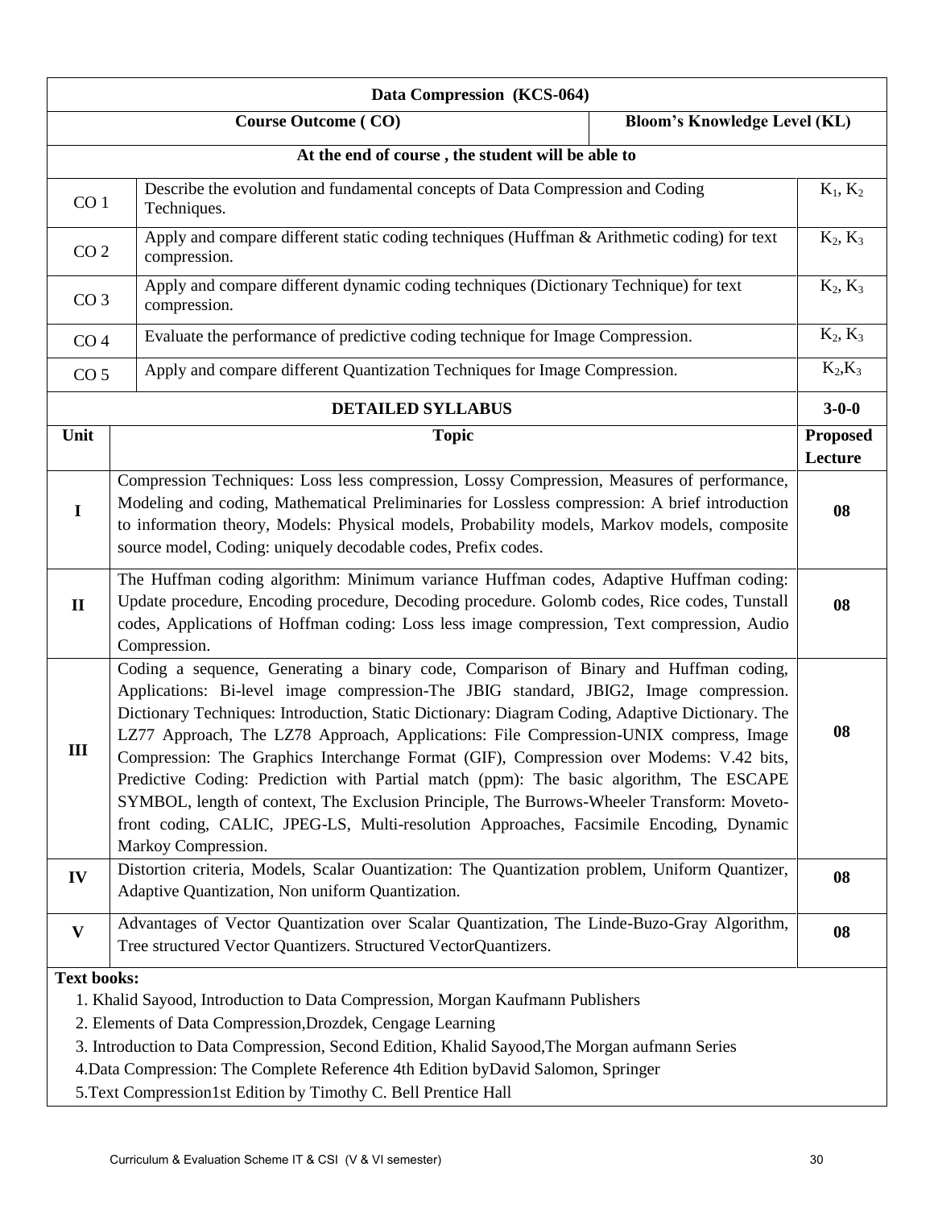| Data Compression (KCS-064) | | |
|---|---|---|
| **Course Outcome ( CO)** | | **Bloom's Knowledge Level (KL)** |
| **At the end of course , the student will be able to** | | |
| CO 1 | Describe the evolution and fundamental concepts of Data Compression and Coding Techniques. | $K_1$, $K_2$ |
| CO 2 | Apply and compare different static coding techniques (Huffman & Arithmetic coding) for text compression. | $K_2$, $K_3$ |
| CO 3 | Apply and compare different dynamic coding techniques (Dictionary Technique) for text compression. | $K_2$, $K_3$ |
| CO 4 | Evaluate the performance of predictive coding technique for Image Compression. | $K_2$, $K_3$ |
| CO 5 | Apply and compare different Quantization Techniques for Image Compression. | $K_2$,$K_3$ |

| Unit | DETAILED SYLLABUS<br>Topic | 3-0-0<br>Proposed Lecture |
|---|---|---|
| I | Compression Techniques: Loss less compression, Lossy Compression, Measures of performance, Modeling and coding, Mathematical Preliminaries for Lossless compression: A brief introduction to information theory, Models: Physical models, Probability models, Markov models, composite source model, Coding: uniquely decodable codes, Prefix codes. | 08 |
| II | The Huffman coding algorithm: Minimum variance Huffman codes, Adaptive Huffman coding: Update procedure, Encoding procedure, Decoding procedure. Golomb codes, Rice codes, Tunstall codes, Applications of Hoffman coding: Loss less image compression, Text compression, Audio Compression. | 08 |
| III | Coding a sequence, Generating a binary code, Comparison of Binary and Huffman coding, Applications: Bi-level image compression-The JBIG standard, JBIG2, Image compression. Dictionary Techniques: Introduction, Static Dictionary: Diagram Coding, Adaptive Dictionary. The LZ77 Approach, The LZ78 Approach, Applications: File Compression-UNIX compress, Image Compression: The Graphics Interchange Format (GIF), Compression over Modems: V.42 bits, Predictive Coding: Prediction with Partial match (ppm): The basic algorithm, The ESCAPE SYMBOL, length of context, The Exclusion Principle, The Burrows-Wheeler Transform: Moveto-front coding, CALIC, JPEG-LS, Multi-resolution Approaches, Facsimile Encoding, Dynamic Markoy Compression. | 08 |
| IV | Distortion criteria, Models, Scalar Ouantization: The Quantization problem, Uniform Quantizer, Adaptive Quantization, Non uniform Quantization. | 08 |
| V | Advantages of Vector Quantization over Scalar Quantization, The Linde-Buzo-Gray Algorithm, Tree structured Vector Quantizers. Structured VectorQuantizers. | 08 |

**Text books:**

1. Khalid Sayood, Introduction to Data Compression, Morgan Kaufmann Publishers
2. Elements of Data Compression,Drozdek, Cengage Learning
3. Introduction to Data Compression, Second Edition, Khalid Sayood,The Morgan aufmann Series
4. Data Compression: The Complete Reference 4th Edition byDavid Salomon, Springer
5. Text Compression1st Edition by Timothy C. Bell Prentice Hall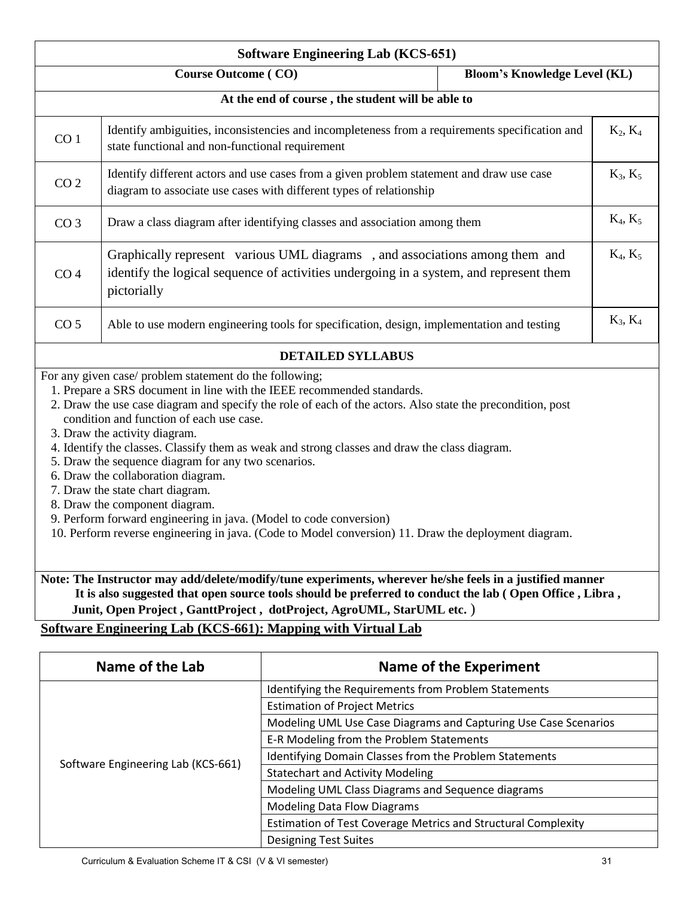| Software Engineering Lab (KCS-651) | | |
|---|---|---|
| **Course Outcome ( CO)** | | **Bloom's Knowledge Level (KL)** |
| **At the end of course , the student will be able to** | | |
| CO 1 | Identify ambiguities, inconsistencies and incompleteness from a requirements specification and state functional and non-functional requirement | $K_2$, $K_4$ |
| CO 2 | Identify different actors and use cases from a given problem statement and draw use case diagram to associate use cases with different types of relationship | $K_3$, $K_5$ |
| CO 3 | Draw a class diagram after identifying classes and association among them | $K_4$, $K_5$ |
| CO 4 | Graphically represent various UML diagrams , and associations among them and identify the logical sequence of activities undergoing in a system, and represent them pictorially | $K_4$, $K_5$ |
| CO 5 | Able to use modern engineering tools for specification, design, implementation and testing | $K_3$, $K_4$ |

**DETAILED SYLLABUS**

For any given case/ problem statement do the following;

1. Prepare a SRS document in line with the IEEE recommended standards.
2. Draw the use case diagram and specify the role of each of the actors. Also state the precondition, post condition and function of each use case.
3. Draw the activity diagram.
4. Identify the classes. Classify them as weak and strong classes and draw the class diagram.
5. Draw the sequence diagram for any two scenarios.
6. Draw the collaboration diagram.
7. Draw the state chart diagram.
8. Draw the component diagram.
9. Perform forward engineering in java. (Model to code conversion)
10. Perform reverse engineering in java. (Code to Model conversion) 11. Draw the deployment diagram.

**Note: The Instructor may add/delete/modify/tune experiments, wherever he/she feels in a justified manner It is also suggested that open source tools should be preferred to conduct the lab ( Open Office , Libra , Junit, Open Project , GanttProject , dotProject, AgroUML, StarUML etc. )**

## Software Engineering Lab (KCS-661): Mapping with Virtual Lab

| Name of the Lab | Name of the Experiment |
|---|---|
| Software Engineering Lab (KCS-661) | Identifying the Requirements from Problem Statements |
| | Estimation of Project Metrics |
| | Modeling UML Use Case Diagrams and Capturing Use Case Scenarios |
| | E-R Modeling from the Problem Statements |
| | Identifying Domain Classes from the Problem Statements |
| | Statechart and Activity Modeling |
| | Modeling UML Class Diagrams and Sequence diagrams |
| | Modeling Data Flow Diagrams |
| | Estimation of Test Coverage Metrics and Structural Complexity |
| | Designing Test Suites |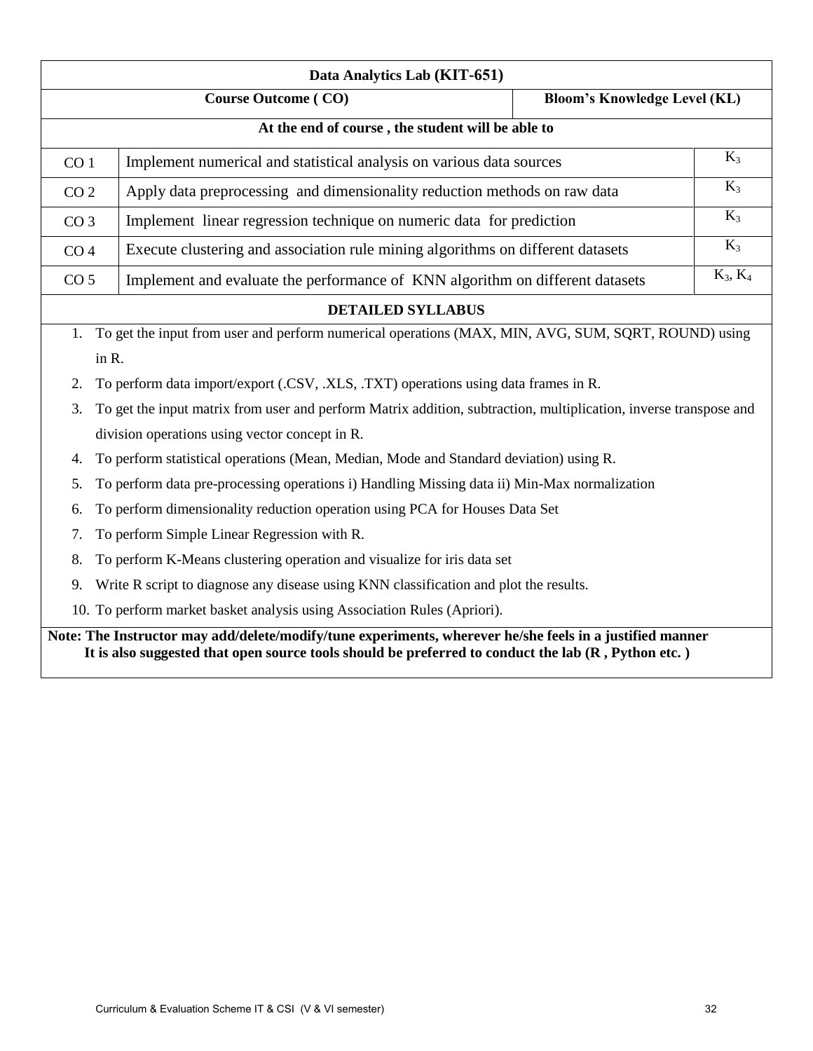| Data Analytics Lab (KIT-651) | | |
|---|---|---|
| **Course Outcome ( CO)** | | **Bloom's Knowledge Level (KL)** |
| **At the end of course , the student will be able to** | | |
| CO 1 | Implement numerical and statistical analysis on various data sources | $K_3$ |
| CO 2 | Apply data preprocessing and dimensionality reduction methods on raw data | $K_3$ |
| CO 3 | Implement linear regression technique on numeric data for prediction | $K_3$ |
| CO 4 | Execute clustering and association rule mining algorithms on different datasets | $K_3$ |
| CO 5 | Implement and evaluate the performance of KNN algorithm on different datasets | $K_3$, $K_4$ |

**DETAILED SYLLABUS**

1. To get the input from user and perform numerical operations (MAX, MIN, AVG, SUM, SQRT, ROUND) using in R.
2. To perform data import/export (.CSV, .XLS, .TXT) operations using data frames in R.
3. To get the input matrix from user and perform Matrix addition, subtraction, multiplication, inverse transpose and division operations using vector concept in R.
4. To perform statistical operations (Mean, Median, Mode and Standard deviation) using R.
5. To perform data pre-processing operations i) Handling Missing data ii) Min-Max normalization
6. To perform dimensionality reduction operation using PCA for Houses Data Set
7. To perform Simple Linear Regression with R.
8. To perform K-Means clustering operation and visualize for iris data set
9. Write R script to diagnose any disease using KNN classification and plot the results.
10. To perform market basket analysis using Association Rules (Apriori).

**Note: The Instructor may add/delete/modify/tune experiments, wherever he/she feels in a justified manner**
**It is also suggested that open source tools should be preferred to conduct the lab (R , Python etc. )**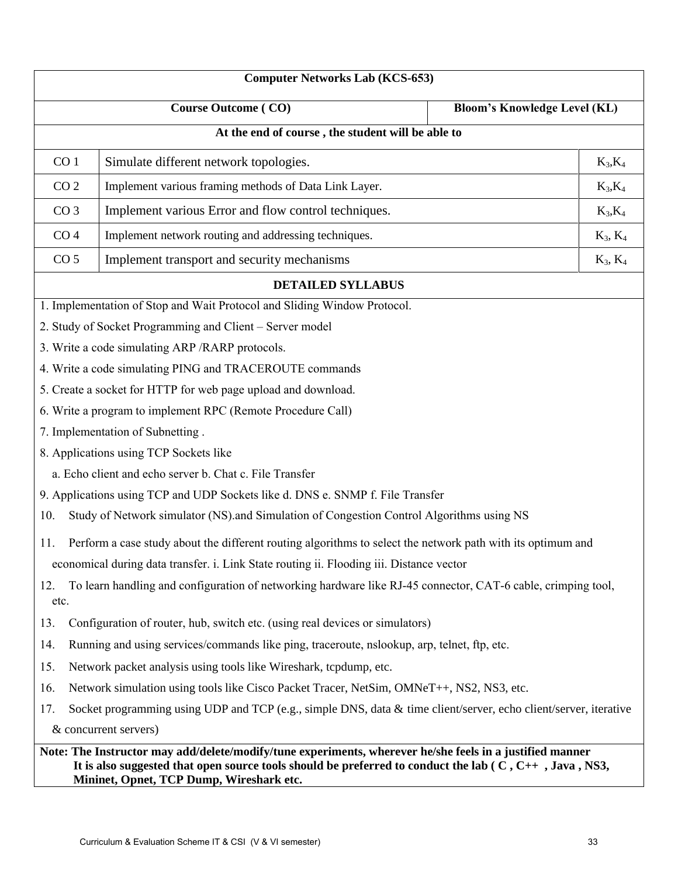| Computer Networks Lab (KCS-653) | | |
|---|---|---|
| **Course Outcome ( CO)** | | **Bloom's Knowledge Level (KL)** |
| **At the end of course , the student will be able to** | | |
| CO 1 | Simulate different network topologies. | $K_3$,$K_4$ |
| CO 2 | Implement various framing methods of Data Link Layer. | $K_3$,$K_4$ |
| CO 3 | Implement various Error and flow control techniques. | $K_3$,$K_4$ |
| CO 4 | Implement network routing and addressing techniques. | $K_3$, $K_4$ |
| CO 5 | Implement transport and security mechanisms | $K_3$, $K_4$ |

**DETAILED SYLLABUS**

1. Implementation of Stop and Wait Protocol and Sliding Window Protocol.
2. Study of Socket Programming and Client – Server model
3. Write a code simulating ARP /RARP protocols.
4. Write a code simulating PING and TRACEROUTE commands
5. Create a socket for HTTP for web page upload and download.
6. Write a program to implement RPC (Remote Procedure Call)
7. Implementation of Subnetting .
8. Applications using TCP Sockets like
   a. Echo client and echo server b. Chat c. File Transfer
9. Applications using TCP and UDP Sockets like d. DNS e. SNMP f. File Transfer
10. Study of Network simulator (NS).and Simulation of Congestion Control Algorithms using NS
11. Perform a case study about the different routing algorithms to select the network path with its optimum and economical during data transfer. i. Link State routing ii. Flooding iii. Distance vector
12. To learn handling and configuration of networking hardware like RJ-45 connector, CAT-6 cable, crimping tool, etc.
13. Configuration of router, hub, switch etc. (using real devices or simulators)
14. Running and using services/commands like ping, traceroute, nslookup, arp, telnet, ftp, etc.
15. Network packet analysis using tools like Wireshark, tcpdump, etc.
16. Network simulation using tools like Cisco Packet Tracer, NetSim, OMNeT++, NS2, NS3, etc.
17. Socket programming using UDP and TCP (e.g., simple DNS, data & time client/server, echo client/server, iterative & concurrent servers)

**Note: The Instructor may add/delete/modify/tune experiments, wherever he/she feels in a justified manner**
**It is also suggested that open source tools should be preferred to conduct the lab ( C , C++ , Java , NS3, Mininet, Opnet, TCP Dump, Wireshark etc.**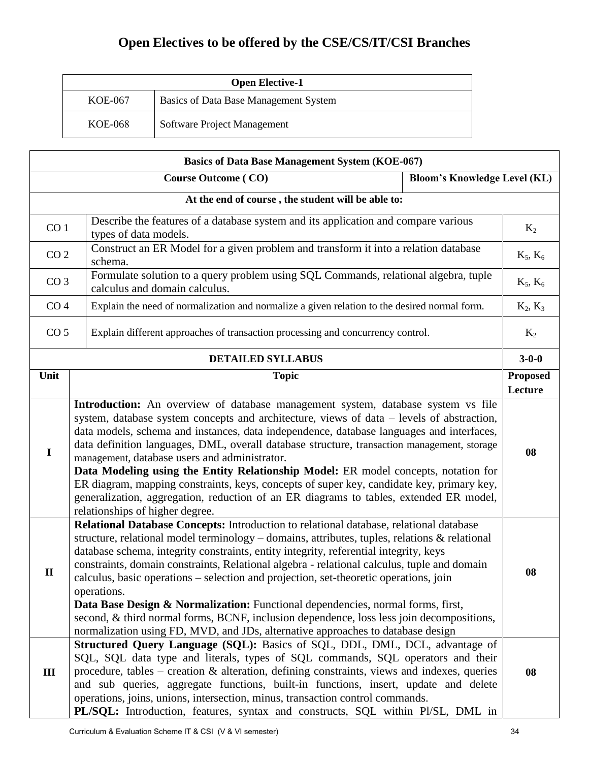# Open Electives to be offered by the CSE/CS/IT/CSI Branches

| Open Elective-1 | |
|---|---|
| KOE-067 | Basics of Data Base Management System |
| KOE-068 | Software Project Management |

| Basics of Data Base Management System (KOE-067) | | |
|---|---|---|
| **Course Outcome ( CO)** | | **Bloom's Knowledge Level (KL)** |
| **At the end of course , the student will be able to:** | | |
| CO 1 | Describe the features of a database system and its application and compare various types of data models. | $K_2$ |
| CO 2 | Construct an ER Model for a given problem and transform it into a relation database schema. | $K_5$, $K_6$ |
| CO 3 | Formulate solution to a query problem using SQL Commands, relational algebra, tuple calculus and domain calculus. | $K_5$, $K_6$ |
| CO 4 | Explain the need of normalization and normalize a given relation to the desired normal form. | $K_2$, $K_3$ |
| CO 5 | Explain different approaches of transaction processing and concurrency control. | $K_2$ |

| DETAILED SYLLABUS | | 3-0-0 |
|---|---|---|
| **Unit** | **Topic** | **Proposed Lecture** |
| I | **Introduction:** An overview of database management system, database system vs file system, database system concepts and architecture, views of data – levels of abstraction, data models, schema and instances, data independence, database languages and interfaces, data definition languages, DML, overall database structure, transaction management, storage management, database users and administrator. **Data Modeling using the Entity Relationship Model:** ER model concepts, notation for ER diagram, mapping constraints, keys, concepts of super key, candidate key, primary key, generalization, aggregation, reduction of an ER diagrams to tables, extended ER model, relationships of higher degree. | 08 |
| II | **Relational Database Concepts:** Introduction to relational database, relational database structure, relational model terminology – domains, attributes, tuples, relations & relational database schema, integrity constraints, entity integrity, referential integrity, keys constraints, domain constraints, Relational algebra - relational calculus, tuple and domain calculus, basic operations – selection and projection, set-theoretic operations, join operations. **Data Base Design & Normalization:** Functional dependencies, normal forms, first, second, & third normal forms, BCNF, inclusion dependence, loss less join decompositions, normalization using FD, MVD, and JDs, alternative approaches to database design | 08 |
| III | **Structured Query Language (SQL):** Basics of SQL, DDL, DML, DCL, advantage of SQL, SQL data type and literals, types of SQL commands, SQL operators and their procedure, tables – creation & alteration, defining constraints, views and indexes, queries and sub queries, aggregate functions, built-in functions, insert, update and delete operations, joins, unions, intersection, minus, transaction control commands. **PL/SQL:** Introduction, features, syntax and constructs, SQL within Pl/SL, DML in | 08 |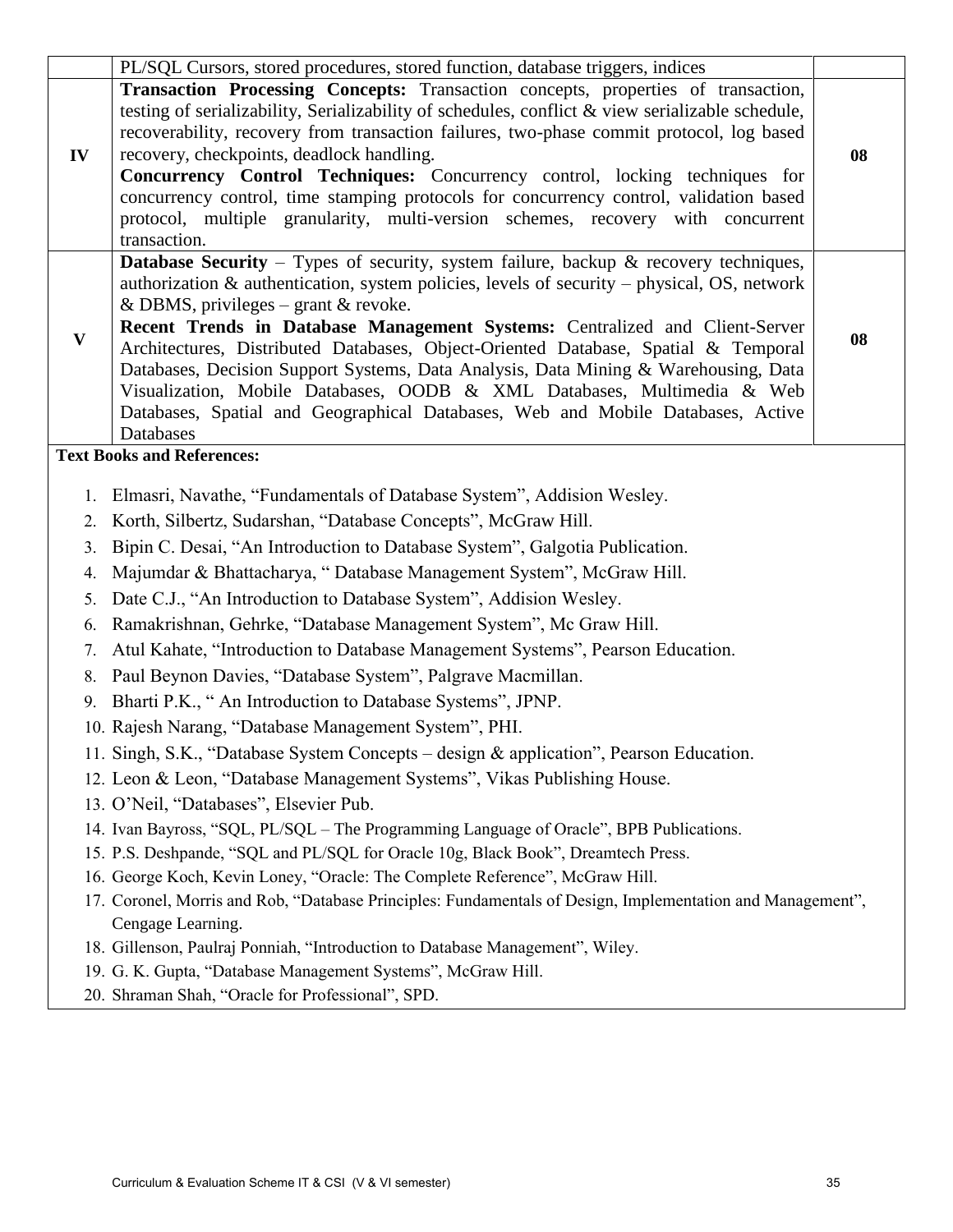| | | |
|---|---|---|
| | PL/SQL Cursors, stored procedures, stored function, database triggers, indices | |
| **IV** | **Transaction Processing Concepts:** Transaction concepts, properties of transaction, testing of serializability, Serializability of schedules, conflict & view serializable schedule, recoverability, recovery from transaction failures, two-phase commit protocol, log based recovery, checkpoints, deadlock handling.<br>**Concurrency Control Techniques:** Concurrency control, locking techniques for concurrency control, time stamping protocols for concurrency control, validation based protocol, multiple granularity, multi-version schemes, recovery with concurrent transaction. | **08** |
| **V** | **Database Security** – Types of security, system failure, backup & recovery techniques, authorization & authentication, system policies, levels of security – physical, OS, network & DBMS, privileges – grant & revoke.<br>**Recent Trends in Database Management Systems:** Centralized and Client-Server Architectures, Distributed Databases, Object-Oriented Database, Spatial & Temporal Databases, Decision Support Systems, Data Analysis, Data Mining & Warehousing, Data Visualization, Mobile Databases, OODB & XML Databases, Multimedia & Web Databases, Spatial and Geographical Databases, Web and Mobile Databases, Active Databases | **08** |

**Text Books and References:**

1. Elmasri, Navathe, "Fundamentals of Database System", Addision Wesley.
2. Korth, Silbertz, Sudarshan, "Database Concepts", McGraw Hill.
3. Bipin C. Desai, "An Introduction to Database System", Galgotia Publication.
4. Majumdar & Bhattacharya, " Database Management System", McGraw Hill.
5. Date C.J., "An Introduction to Database System", Addision Wesley.
6. Ramakrishnan, Gehrke, "Database Management System", Mc Graw Hill.
7. Atul Kahate, "Introduction to Database Management Systems", Pearson Education.
8. Paul Beynon Davies, "Database System", Palgrave Macmillan.
9. Bharti P.K., " An Introduction to Database Systems", JPNP.
10. Rajesh Narang, "Database Management System", PHI.
11. Singh, S.K., "Database System Concepts – design & application", Pearson Education.
12. Leon & Leon, "Database Management Systems", Vikas Publishing House.
13. O'Neil, "Databases", Elsevier Pub.
14. Ivan Bayross, "SQL, PL/SQL – The Programming Language of Oracle", BPB Publications.
15. P.S. Deshpande, "SQL and PL/SQL for Oracle 10g, Black Book", Dreamtech Press.
16. George Koch, Kevin Loney, "Oracle: The Complete Reference", McGraw Hill.
17. Coronel, Morris and Rob, "Database Principles: Fundamentals of Design, Implementation and Management", Cengage Learning.
18. Gillenson, Paulraj Ponniah, "Introduction to Database Management", Wiley.
19. G. K. Gupta, "Database Management Systems", McGraw Hill.
20. Shraman Shah, "Oracle for Professional", SPD.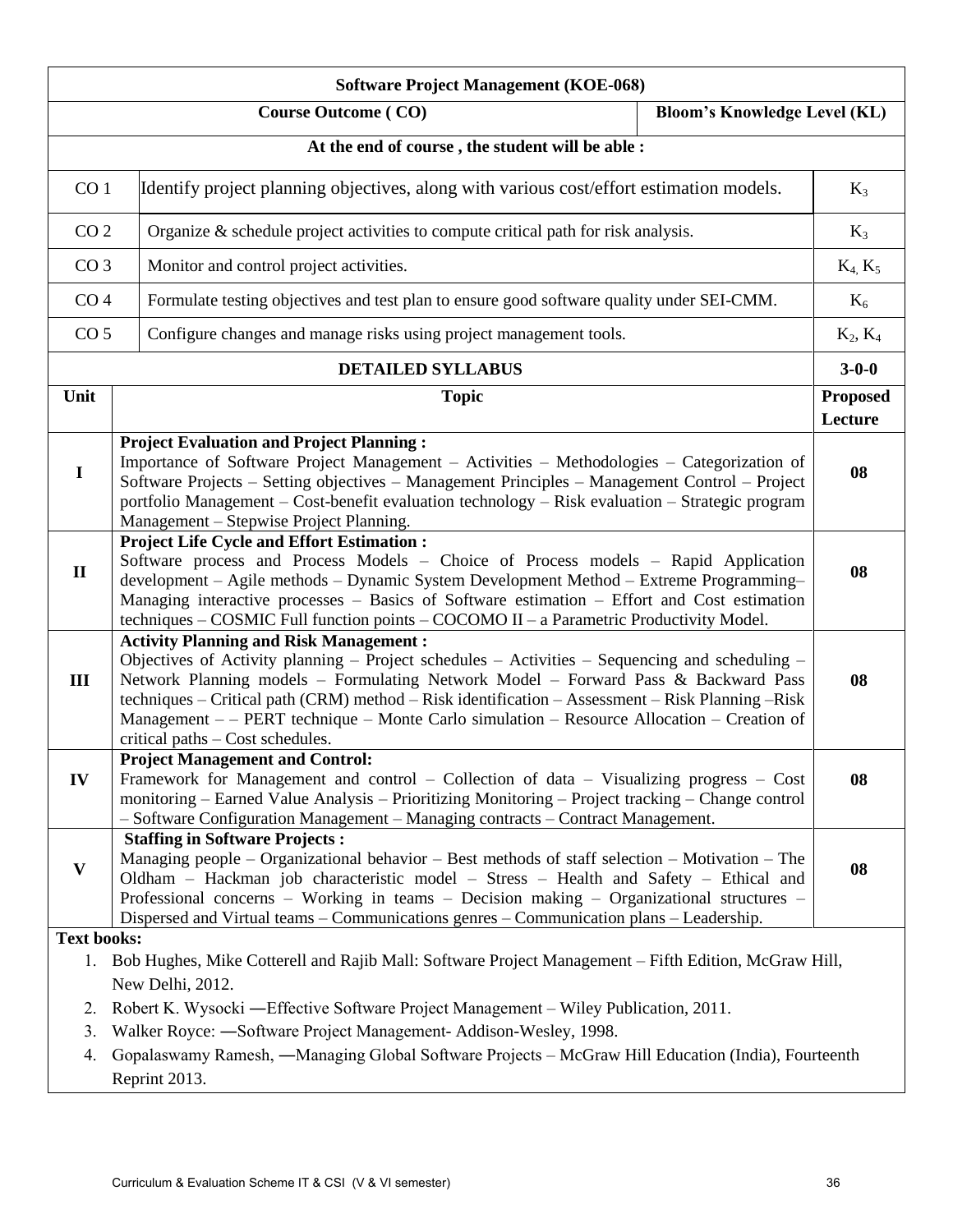| Software Project Management (KOE-068) | | |
|---|---|---|
| **Course Outcome ( CO)** | | **Bloom's Knowledge Level (KL)** |
| **At the end of course , the student will be able :** | | |
| CO 1 | Identify project planning objectives, along with various cost/effort estimation models. | $K_3$ |
| CO 2 | Organize & schedule project activities to compute critical path for risk analysis. | $K_3$ |
| CO 3 | Monitor and control project activities. | $K_4$, $K_5$ |
| CO 4 | Formulate testing objectives and test plan to ensure good software quality under SEI-CMM. | $K_6$ |
| CO 5 | Configure changes and manage risks using project management tools. | $K_2$, $K_4$ |
| **DETAILED SYLLABUS** | | **3-0-0** |
| **Unit** | **Topic** | **Proposed Lecture** |
| **I** | **Project Evaluation and Project Planning :** Importance of Software Project Management – Activities – Methodologies – Categorization of Software Projects – Setting objectives – Management Principles – Management Control – Project portfolio Management – Cost-benefit evaluation technology – Risk evaluation – Strategic program Management – Stepwise Project Planning. | **08** |
| **II** | **Project Life Cycle and Effort Estimation :** Software process and Process Models – Choice of Process models – Rapid Application development – Agile methods – Dynamic System Development Method – Extreme Programming– Managing interactive processes – Basics of Software estimation – Effort and Cost estimation techniques – COSMIC Full function points – COCOMO II – a Parametric Productivity Model. | **08** |
| **III** | **Activity Planning and Risk Management :** Objectives of Activity planning – Project schedules – Activities – Sequencing and scheduling – Network Planning models – Formulating Network Model – Forward Pass & Backward Pass techniques – Critical path (CRM) method – Risk identification – Assessment – Risk Planning –Risk Management – – PERT technique – Monte Carlo simulation – Resource Allocation – Creation of critical paths – Cost schedules. | **08** |
| **IV** | **Project Management and Control:** Framework for Management and control – Collection of data – Visualizing progress – Cost monitoring – Earned Value Analysis – Prioritizing Monitoring – Project tracking – Change control – Software Configuration Management – Managing contracts – Contract Management. | **08** |
| **V** | **Staffing in Software Projects :** Managing people – Organizational behavior – Best methods of staff selection – Motivation – The Oldham – Hackman job characteristic model – Stress – Health and Safety – Ethical and Professional concerns – Working in teams – Decision making – Organizational structures – Dispersed and Virtual teams – Communications genres – Communication plans – Leadership. | **08** |

**Text books:**

1. Bob Hughes, Mike Cotterell and Rajib Mall: Software Project Management – Fifth Edition, McGraw Hill, New Delhi, 2012.
2. Robert K. Wysocki ―Effective Software Project Management – Wiley Publication, 2011.
3. Walker Royce: ―Software Project Management- Addison-Wesley, 1998.
4. Gopalaswamy Ramesh, ―Managing Global Software Projects – McGraw Hill Education (India), Fourteenth Reprint 2013.